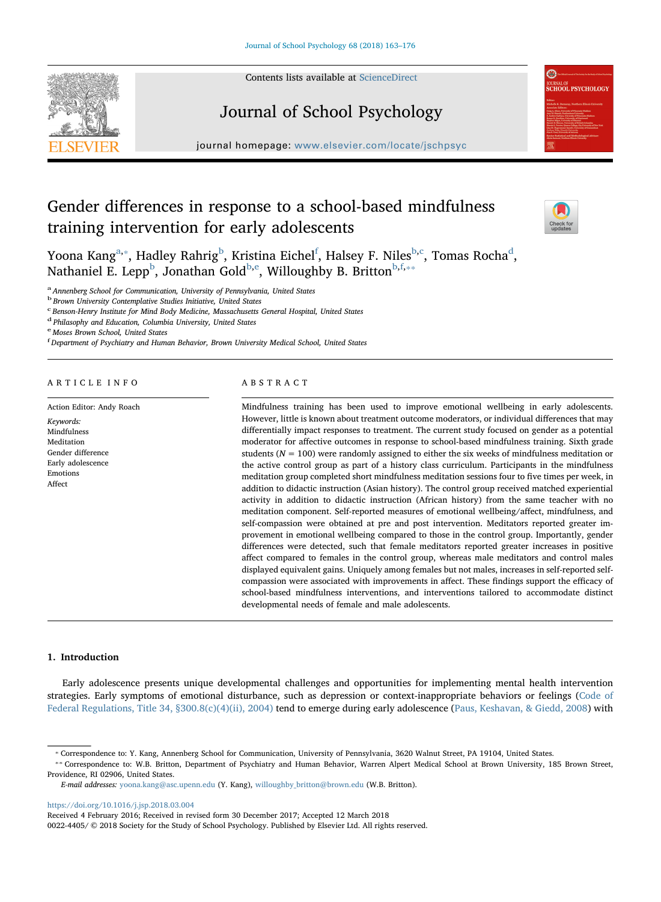# Gender differences in response to a school-based mindfulness training intervention for early adolescents

Yoona Kang[a,*], Hadley Rahrig[b], Kristina Eichel[f], Halsey F. Niles[b,c], Tomas Rocha[d], Nathaniel E. Lepp[b], Jonathan Gold[b,e], Willoughby B. Britton[b,f,**]

[a] Annenberg School for Communication, University of Pennsylvania, United States
[b] Brown University Contemplative Studies Initiative, United States
[c] Benson-Henry Institute for Mind Body Medicine, Massachusetts General Hospital, United States
[d] Philasophy and Education, Columbia University, United States
[e] Moses Brown School, United States
[f] Department of Psychiatry and Human Behavior, Brown University Medical School, United States

## ARTICLE INFO

Action Editor: Andy Roach

*Keywords:*
Mindfulness
Meditation
Gender difference
Early adolescence
Emotions
Affect

## ABSTRACT

Mindfulness training has been used to improve emotional wellbeing in early adolescents. However, little is known about treatment outcome moderators, or individual differences that may differentially impact responses to treatment. The current study focused on gender as a potential moderator for affective outcomes in response to school-based mindfulness training. Sixth grade students ($N = 100$) were randomly assigned to either the six weeks of mindfulness meditation or the active control group as part of a history class curriculum. Participants in the mindfulness meditation group completed short mindfulness meditation sessions four to five times per week, in addition to didactic instruction (Asian history). The control group received matched experiential activity in addition to didactic instruction (African history) from the same teacher with no meditation component. Self-reported measures of emotional wellbeing/affect, mindfulness, and self-compassion were obtained at pre and post intervention. Meditators reported greater improvement in emotional wellbeing compared to those in the control group. Importantly, gender differences were detected, such that female meditators reported greater increases in positive affect compared to females in the control group, whereas male meditators and control males displayed equivalent gains. Uniquely among females but not males, increases in self-reported self-compassion were associated with improvements in affect. These findings support the efficacy of school-based mindfulness interventions, and interventions tailored to accommodate distinct developmental needs of female and male adolescents.

## 1. Introduction

Early adolescence presents unique developmental challenges and opportunities for implementing mental health intervention strategies. Early symptoms of emotional disturbance, such as depression or context-inappropriate behaviors or feelings (Code of Federal Regulations, Title 34, §300.8(c)(4)(ii), 2004) tend to emerge during early adolescence (Paus, Keshavan, & Giedd, 2008) with

* Correspondence to: Y. Kang, Annenberg School for Communication, University of Pennsylvania, 3620 Walnut Street, PA 19104, United States.
** Correspondence to: W.B. Britton, Department of Psychiatry and Human Behavior, Warren Alpert Medical School at Brown University, 185 Brown Street, Providence, RI 02906, United States.
*E-mail addresses:* yoona.kang@asc.upenn.edu (Y. Kang), willoughby_britton@brown.edu (W.B. Britton).

https://doi.org/10.1016/j.jsp.2018.03.004
Received 4 February 2016; Received in revised form 30 December 2017; Accepted 12 March 2018
0022-4405/ © 2018 Society for the Study of School Psychology. Published by Elsevier Ltd. All rights reserved.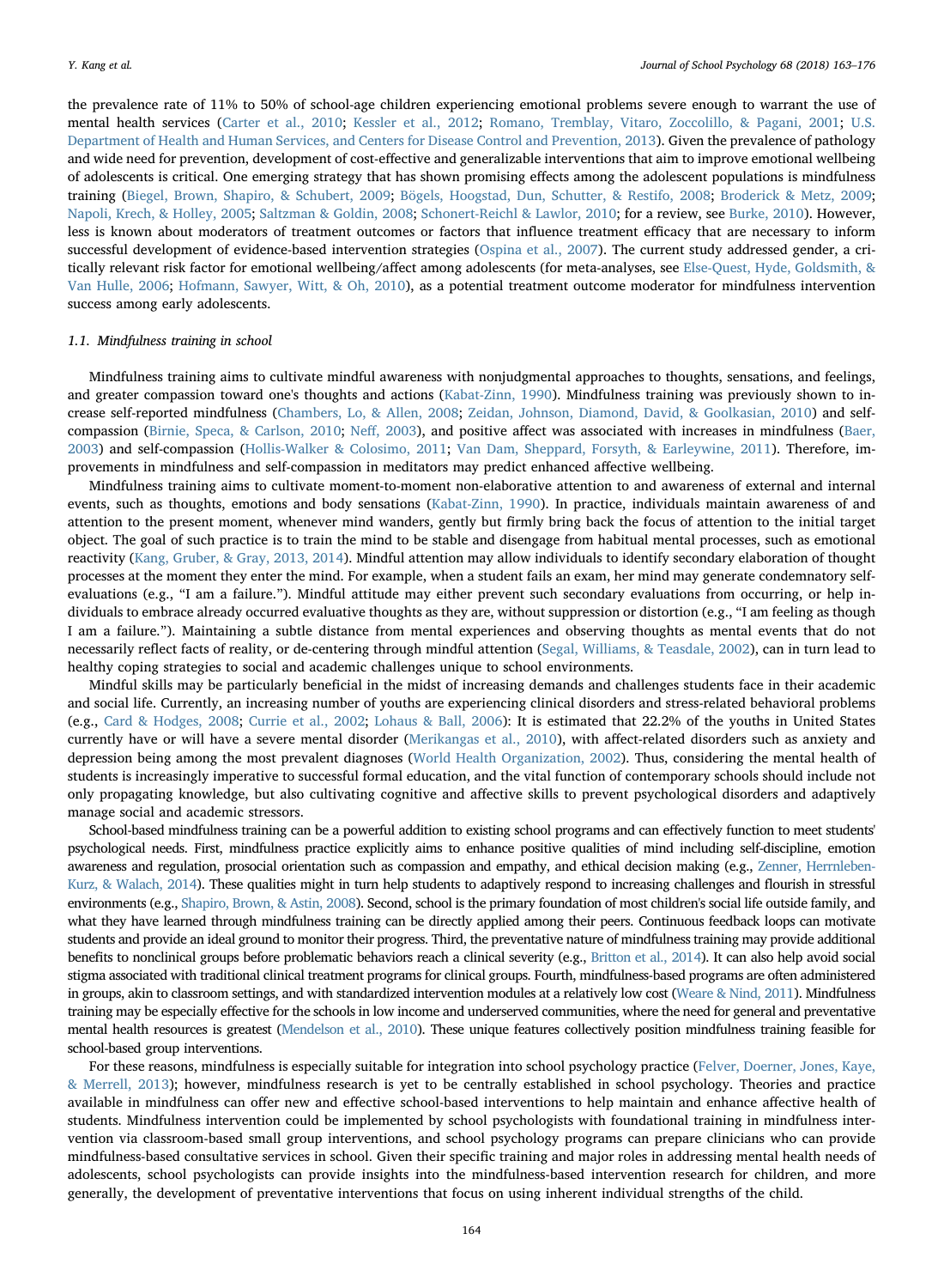the prevalence rate of 11% to 50% of school-age children experiencing emotional problems severe enough to warrant the use of mental health services (Carter et al., 2010; Kessler et al., 2012; Romano, Tremblay, Vitaro, Zoccolillo, & Pagani, 2001; U.S. Department of Health and Human Services, and Centers for Disease Control and Prevention, 2013). Given the prevalence of pathology and wide need for prevention, development of cost-effective and generalizable interventions that aim to improve emotional wellbeing of adolescents is critical. One emerging strategy that has shown promising effects among the adolescent populations is mindfulness training (Biegel, Brown, Shapiro, & Schubert, 2009; Bögels, Hoogstad, Dun, Schutter, & Restifo, 2008; Broderick & Metz, 2009; Napoli, Krech, & Holley, 2005; Saltzman & Goldin, 2008; Schonert-Reichl & Lawlor, 2010; for a review, see Burke, 2010). However, less is known about moderators of treatment outcomes or factors that influence treatment efficacy that are necessary to inform successful development of evidence-based intervention strategies (Ospina et al., 2007). The current study addressed gender, a critically relevant risk factor for emotional wellbeing/affect among adolescents (for meta-analyses, see Else-Quest, Hyde, Goldsmith, & Van Hulle, 2006; Hofmann, Sawyer, Witt, & Oh, 2010), as a potential treatment outcome moderator for mindfulness intervention success among early adolescents.

### 1.1. Mindfulness training in school

Mindfulness training aims to cultivate mindful awareness with nonjudgmental approaches to thoughts, sensations, and feelings, and greater compassion toward one's thoughts and actions (Kabat-Zinn, 1990). Mindfulness training was previously shown to increase self-reported mindfulness (Chambers, Lo, & Allen, 2008; Zeidan, Johnson, Diamond, David, & Goolkasian, 2010) and self-compassion (Birnie, Speca, & Carlson, 2010; Neff, 2003), and positive affect was associated with increases in mindfulness (Baer, 2003) and self-compassion (Hollis-Walker & Colosimo, 2011; Van Dam, Sheppard, Forsyth, & Earleywine, 2011). Therefore, improvements in mindfulness and self-compassion in meditators may predict enhanced affective wellbeing.

Mindfulness training aims to cultivate moment-to-moment non-elaborative attention to and awareness of external and internal events, such as thoughts, emotions and body sensations (Kabat-Zinn, 1990). In practice, individuals maintain awareness of and attention to the present moment, whenever mind wanders, gently but firmly bring back the focus of attention to the initial target object. The goal of such practice is to train the mind to be stable and disengage from habitual mental processes, such as emotional reactivity (Kang, Gruber, & Gray, 2013, 2014). Mindful attention may allow individuals to identify secondary elaboration of thought processes at the moment they enter the mind. For example, when a student fails an exam, her mind may generate condemnatory self-evaluations (e.g., "I am a failure."). Mindful attitude may either prevent such secondary evaluations from occurring, or help individuals to embrace already occurred evaluative thoughts as they are, without suppression or distortion (e.g., "I am feeling as though I am a failure."). Maintaining a subtle distance from mental experiences and observing thoughts as mental events that do not necessarily reflect facts of reality, or de-centering through mindful attention (Segal, Williams, & Teasdale, 2002), can in turn lead to healthy coping strategies to social and academic challenges unique to school environments.

Mindful skills may be particularly beneficial in the midst of increasing demands and challenges students face in their academic and social life. Currently, an increasing number of youths are experiencing clinical disorders and stress-related behavioral problems (e.g., Card & Hodges, 2008; Currie et al., 2002; Lohaus & Ball, 2006): It is estimated that 22.2% of the youths in United States currently have or will have a severe mental disorder (Merikangas et al., 2010), with affect-related disorders such as anxiety and depression being among the most prevalent diagnoses (World Health Organization, 2002). Thus, considering the mental health of students is increasingly imperative to successful formal education, and the vital function of contemporary schools should include not only propagating knowledge, but also cultivating cognitive and affective skills to prevent psychological disorders and adaptively manage social and academic stressors.

School-based mindfulness training can be a powerful addition to existing school programs and can effectively function to meet students' psychological needs. First, mindfulness practice explicitly aims to enhance positive qualities of mind including self-discipline, emotion awareness and regulation, prosocial orientation such as compassion and empathy, and ethical decision making (e.g., Zenner, Herrnleben-Kurz, & Walach, 2014). These qualities might in turn help students to adaptively respond to increasing challenges and flourish in stressful environments (e.g., Shapiro, Brown, & Astin, 2008). Second, school is the primary foundation of most children's social life outside family, and what they have learned through mindfulness training can be directly applied among their peers. Continuous feedback loops can motivate students and provide an ideal ground to monitor their progress. Third, the preventative nature of mindfulness training may provide additional benefits to nonclinical groups before problematic behaviors reach a clinical severity (e.g., Britton et al., 2014). It can also help avoid social stigma associated with traditional clinical treatment programs for clinical groups. Fourth, mindfulness-based programs are often administered in groups, akin to classroom settings, and with standardized intervention modules at a relatively low cost (Weare & Nind, 2011). Mindfulness training may be especially effective for the schools in low income and underserved communities, where the need for general and preventative mental health resources is greatest (Mendelson et al., 2010). These unique features collectively position mindfulness training feasible for school-based group interventions.

For these reasons, mindfulness is especially suitable for integration into school psychology practice (Felver, Doerner, Jones, Kaye, & Merrell, 2013); however, mindfulness research is yet to be centrally established in school psychology. Theories and practice available in mindfulness can offer new and effective school-based interventions to help maintain and enhance affective health of students. Mindfulness intervention could be implemented by school psychologists with foundational training in mindfulness intervention via classroom-based small group interventions, and school psychology programs can prepare clinicians who can provide mindfulness-based consultative services in school. Given their specific training and major roles in addressing mental health needs of adolescents, school psychologists can provide insights into the mindfulness-based intervention research for children, and more generally, the development of preventative interventions that focus on using inherent individual strengths of the child.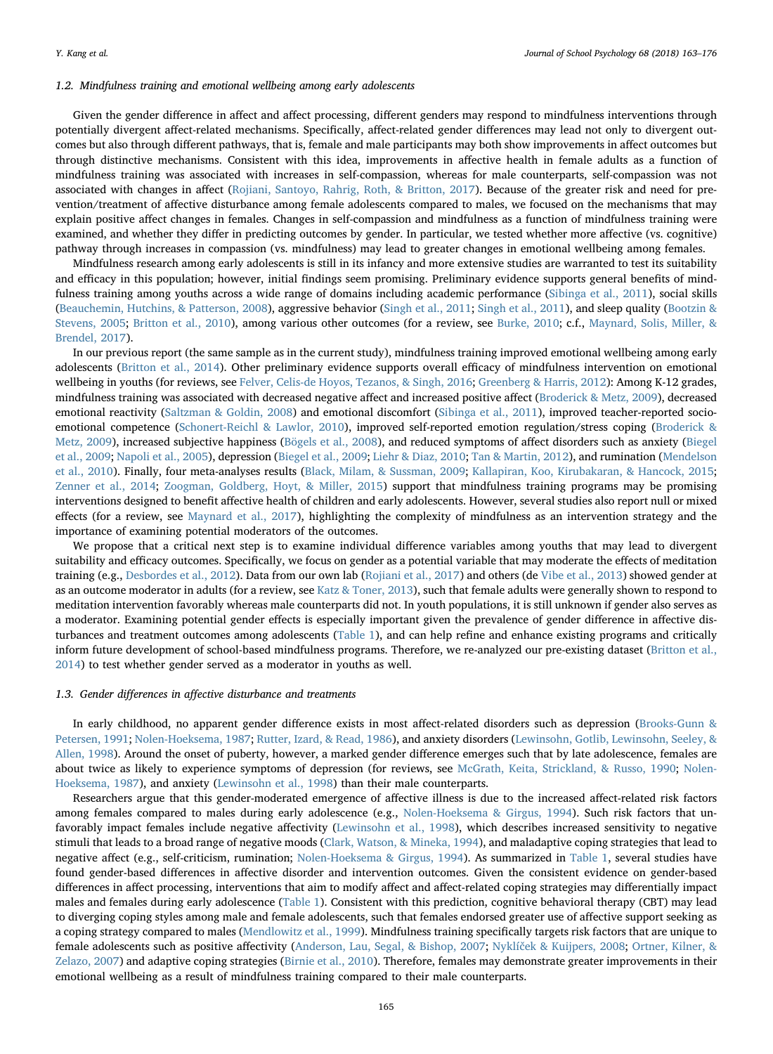### 1.2. Mindfulness training and emotional wellbeing among early adolescents

Given the gender difference in affect and affect processing, different genders may respond to mindfulness interventions through potentially divergent affect-related mechanisms. Specifically, affect-related gender differences may lead not only to divergent outcomes but also through different pathways, that is, female and male participants may both show improvements in affect outcomes but through distinctive mechanisms. Consistent with this idea, improvements in affective health in female adults as a function of mindfulness training was associated with increases in self-compassion, whereas for male counterparts, self-compassion was not associated with changes in affect (Rojiani, Santoyo, Rahrig, Roth, & Britton, 2017). Because of the greater risk and need for prevention/treatment of affective disturbance among female adolescents compared to males, we focused on the mechanisms that may explain positive affect changes in females. Changes in self-compassion and mindfulness as a function of mindfulness training were examined, and whether they differ in predicting outcomes by gender. In particular, we tested whether more affective (vs. cognitive) pathway through increases in compassion (vs. mindfulness) may lead to greater changes in emotional wellbeing among females.

Mindfulness research among early adolescents is still in its infancy and more extensive studies are warranted to test its suitability and efficacy in this population; however, initial findings seem promising. Preliminary evidence supports general benefits of mindfulness training among youths across a wide range of domains including academic performance (Sibinga et al., 2011), social skills (Beauchemin, Hutchins, & Patterson, 2008), aggressive behavior (Singh et al., 2011; Singh et al., 2011), and sleep quality (Bootzin & Stevens, 2005; Britton et al., 2010), among various other outcomes (for a review, see Burke, 2010; c.f., Maynard, Solis, Miller, & Brendel, 2017).

In our previous report (the same sample as in the current study), mindfulness training improved emotional wellbeing among early adolescents (Britton et al., 2014). Other preliminary evidence supports overall efficacy of mindfulness intervention on emotional wellbeing in youths (for reviews, see Felver, Celis-de Hoyos, Tezanos, & Singh, 2016; Greenberg & Harris, 2012): Among K-12 grades, mindfulness training was associated with decreased negative affect and increased positive affect (Broderick & Metz, 2009), decreased emotional reactivity (Saltzman & Goldin, 2008) and emotional discomfort (Sibinga et al., 2011), improved teacher-reported socio-emotional competence (Schonert-Reichl & Lawlor, 2010), improved self-reported emotion regulation/stress coping (Broderick & Metz, 2009), increased subjective happiness (Bögels et al., 2008), and reduced symptoms of affect disorders such as anxiety (Biegel et al., 2009; Napoli et al., 2005), depression (Biegel et al., 2009; Liehr & Diaz, 2010; Tan & Martin, 2012), and rumination (Mendelson et al., 2010). Finally, four meta-analyses results (Black, Milam, & Sussman, 2009; Kallapiran, Koo, Kirubakaran, & Hancock, 2015; Zenner et al., 2014; Zoogman, Goldberg, Hoyt, & Miller, 2015) support that mindfulness training programs may be promising interventions designed to benefit affective health of children and early adolescents. However, several studies also report null or mixed effects (for a review, see Maynard et al., 2017), highlighting the complexity of mindfulness as an intervention strategy and the importance of examining potential moderators of the outcomes.

We propose that a critical next step is to examine individual difference variables among youths that may lead to divergent suitability and efficacy outcomes. Specifically, we focus on gender as a potential variable that may moderate the effects of meditation training (e.g., Desbordes et al., 2012). Data from our own lab (Rojiani et al., 2017) and others (de Vibe et al., 2013) showed gender at as an outcome moderator in adults (for a review, see Katz & Toner, 2013), such that female adults were generally shown to respond to meditation intervention favorably whereas male counterparts did not. In youth populations, it is still unknown if gender also serves as a moderator. Examining potential gender effects is especially important given the prevalence of gender difference in affective disturbances and treatment outcomes among adolescents (Table 1), and can help refine and enhance existing programs and critically inform future development of school-based mindfulness programs. Therefore, we re-analyzed our pre-existing dataset (Britton et al., 2014) to test whether gender served as a moderator in youths as well.

### 1.3. Gender differences in affective disturbance and treatments

In early childhood, no apparent gender difference exists in most affect-related disorders such as depression (Brooks-Gunn & Petersen, 1991; Nolen-Hoeksema, 1987; Rutter, Izard, & Read, 1986), and anxiety disorders (Lewinsohn, Gotlib, Lewinsohn, Seeley, & Allen, 1998). Around the onset of puberty, however, a marked gender difference emerges such that by late adolescence, females are about twice as likely to experience symptoms of depression (for reviews, see McGrath, Keita, Strickland, & Russo, 1990; Nolen-Hoeksema, 1987), and anxiety (Lewinsohn et al., 1998) than their male counterparts.

Researchers argue that this gender-moderated emergence of affective illness is due to the increased affect-related risk factors among females compared to males during early adolescence (e.g., Nolen-Hoeksema & Girgus, 1994). Such risk factors that unfavorably impact females include negative affectivity (Lewinsohn et al., 1998), which describes increased sensitivity to negative stimuli that leads to a broad range of negative moods (Clark, Watson, & Mineka, 1994), and maladaptive coping strategies that lead to negative affect (e.g., self-criticism, rumination; Nolen-Hoeksema & Girgus, 1994). As summarized in Table 1, several studies have found gender-based differences in affective disorder and intervention outcomes. Given the consistent evidence on gender-based differences in affect processing, interventions that aim to modify affect and affect-related coping strategies may differentially impact males and females during early adolescence (Table 1). Consistent with this prediction, cognitive behavioral therapy (CBT) may lead to diverging coping styles among male and female adolescents, such that females endorsed greater use of affective support seeking as a coping strategy compared to males (Mendlowitz et al., 1999). Mindfulness training specifically targets risk factors that are unique to female adolescents such as positive affectivity (Anderson, Lau, Segal, & Bishop, 2007; Nyklíček & Kuijpers, 2008; Ortner, Kilner, & Zelazo, 2007) and adaptive coping strategies (Birnie et al., 2010). Therefore, females may demonstrate greater improvements in their emotional wellbeing as a result of mindfulness training compared to their male counterparts.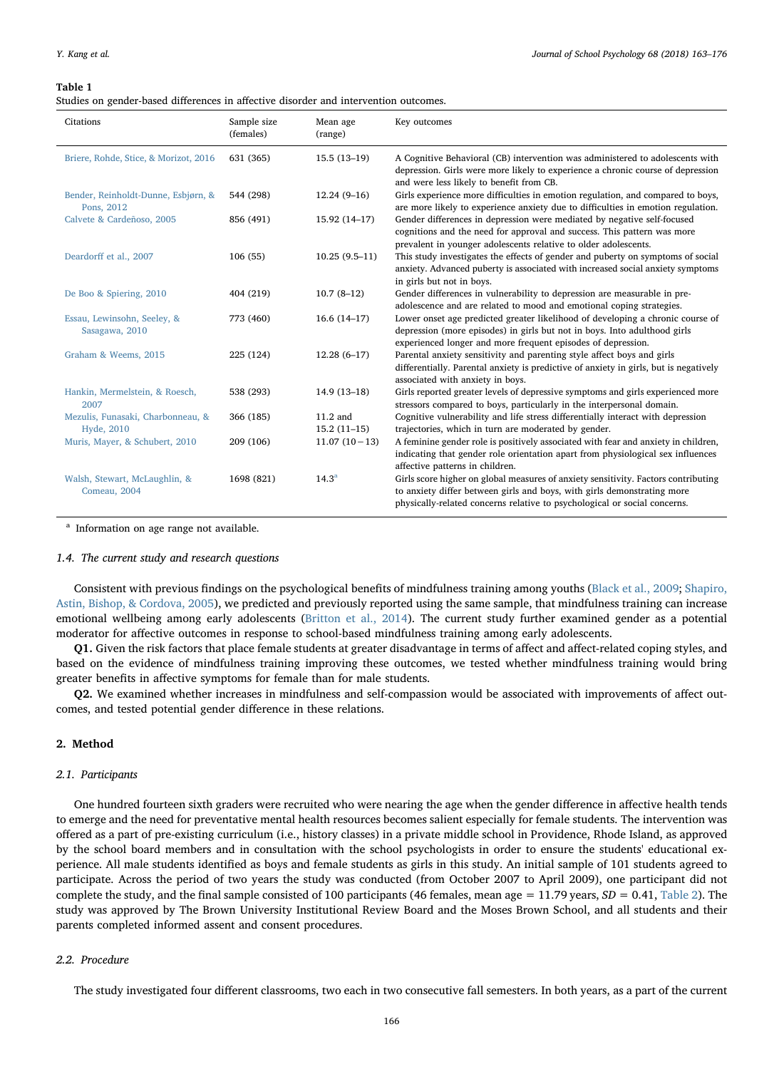**Table 1**
Studies on gender-based differences in affective disorder and intervention outcomes.

| Citations | Sample size (females) | Mean age (range) | Key outcomes |
|---|---|---|---|
| Briere, Rohde, Stice, & Morizot, 2016 | 631 (365) | 15.5 (13–19) | A Cognitive Behavioral (CB) intervention was administered to adolescents with depression. Girls were more likely to experience a chronic course of depression and were less likely to benefit from CB. |
| Bender, Reinholdt-Dunne, Esbjørn, & Pons, 2012 | 544 (298) | 12.24 (9–16) | Girls experience more difficulties in emotion regulation, and compared to boys, are more likely to experience anxiety due to difficulties in emotion regulation. |
| Calvete & Cardeñoso, 2005 | 856 (491) | 15.92 (14–17) | Gender differences in depression were mediated by negative self-focused cognitions and the need for approval and success. This pattern was more prevalent in younger adolescents relative to older adolescents. |
| Deardorff et al., 2007 | 106 (55) | 10.25 (9.5–11) | This study investigates the effects of gender and puberty on symptoms of social anxiety. Advanced puberty is associated with increased social anxiety symptoms in girls but not in boys. |
| De Boo & Spiering, 2010 | 404 (219) | 10.7 (8–12) | Gender differences in vulnerability to depression are measurable in pre-adolescence and are related to mood and emotional coping strategies. |
| Essau, Lewinsohn, Seeley, & Sasagawa, 2010 | 773 (460) | 16.6 (14–17) | Lower onset age predicted greater likelihood of developing a chronic course of depression (more episodes) in girls but not in boys. Into adulthood girls experienced longer and more frequent episodes of depression. |
| Graham & Weems, 2015 | 225 (124) | 12.28 (6–17) | Parental anxiety sensitivity and parenting style affect boys and girls differentially. Parental anxiety is predictive of anxiety in girls, but is negatively associated with anxiety in boys. |
| Hankin, Mermelstein, & Roesch, 2007 | 538 (293) | 14.9 (13–18) | Girls reported greater levels of depressive symptoms and girls experienced more stressors compared to boys, particularly in the interpersonal domain. |
| Mezulis, Funasaki, Charbonneau, & Hyde, 2010 | 366 (185) | 11.2 and 15.2 (11–15) | Cognitive vulnerability and life stress differentially interact with depression trajectories, which in turn are moderated by gender. |
| Muris, Mayer, & Schubert, 2010 | 209 (106) | 11.07 (10 − 13) | A feminine gender role is positively associated with fear and anxiety in children, indicating that gender role orientation apart from physiological sex influences affective patterns in children. |
| Walsh, Stewart, McLaughlin, & Comeau, 2004 | 1698 (821) | 14.3[a] | Girls score higher on global measures of anxiety sensitivity. Factors contributing to anxiety differ between girls and boys, with girls demonstrating more physically-related concerns relative to psychological or social concerns. |

[a] Information on age range not available.

### 1.4. The current study and research questions

Consistent with previous findings on the psychological benefits of mindfulness training among youths (Black et al., 2009; Shapiro, Astin, Bishop, & Cordova, 2005), we predicted and previously reported using the same sample, that mindfulness training can increase emotional wellbeing among early adolescents (Britton et al., 2014). The current study further examined gender as a potential moderator for affective outcomes in response to school-based mindfulness training among early adolescents.

**Q1.** Given the risk factors that place female students at greater disadvantage in terms of affect and affect-related coping styles, and based on the evidence of mindfulness training improving these outcomes, we tested whether mindfulness training would bring greater benefits in affective symptoms for female than for male students.

**Q2.** We examined whether increases in mindfulness and self-compassion would be associated with improvements of affect outcomes, and tested potential gender difference in these relations.

## 2. Method

### 2.1. Participants

One hundred fourteen sixth graders were recruited who were nearing the age when the gender difference in affective health tends to emerge and the need for preventative mental health resources becomes salient especially for female students. The intervention was offered as a part of pre-existing curriculum (i.e., history classes) in a private middle school in Providence, Rhode Island, as approved by the school board members and in consultation with the school psychologists in order to ensure the students' educational experience. All male students identified as boys and female students as girls in this study. An initial sample of 101 students agreed to participate. Across the period of two years the study was conducted (from October 2007 to April 2009), one participant did not complete the study, and the final sample consisted of 100 participants (46 females, mean age = 11.79 years, *SD* = 0.41, Table 2). The study was approved by The Brown University Institutional Review Board and the Moses Brown School, and all students and their parents completed informed assent and consent procedures.

### 2.2. Procedure

The study investigated four different classrooms, two each in two consecutive fall semesters. In both years, as a part of the current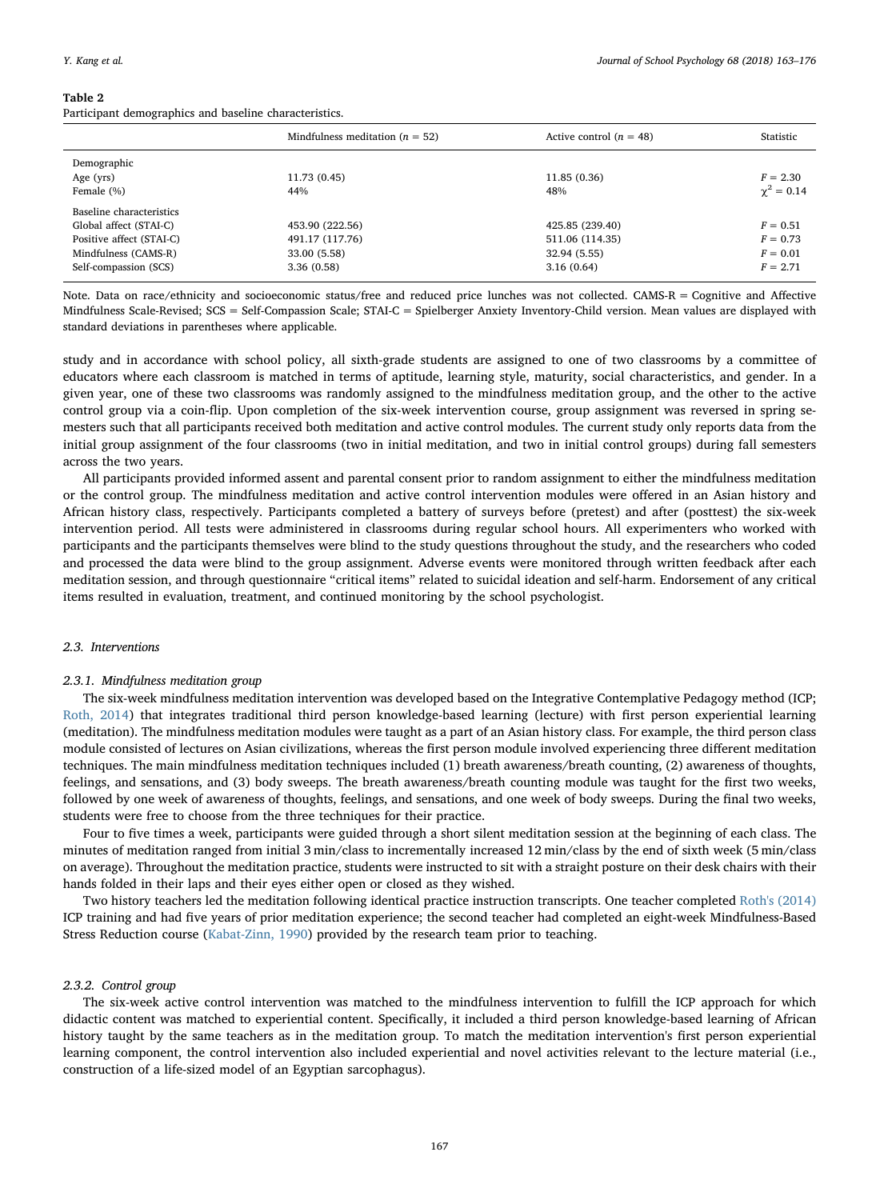**Table 2**
Participant demographics and baseline characteristics.

| | Mindfulness meditation ($n$ = 52) | Active control ($n$ = 48) | Statistic |
|---|---|---|---|
| Demographic | | | |
| Age (yrs) | 11.73 (0.45) | 11.85 (0.36) | $F = 2.30$ |
| Female (%) | 44% | 48% | $\chi^2 = 0.14$ |
| Baseline characteristics | | | |
| Global affect (STAI-C) | 453.90 (222.56) | 425.85 (239.40) | $F = 0.51$ |
| Positive affect (STAI-C) | 491.17 (117.76) | 511.06 (114.35) | $F = 0.73$ |
| Mindfulness (CAMS-R) | 33.00 (5.58) | 32.94 (5.55) | $F = 0.01$ |
| Self-compassion (SCS) | 3.36 (0.58) | 3.16 (0.64) | $F = 2.71$ |

Note. Data on race/ethnicity and socioeconomic status/free and reduced price lunches was not collected. CAMS-R = Cognitive and Affective Mindfulness Scale-Revised; SCS = Self-Compassion Scale; STAI-C = Spielberger Anxiety Inventory-Child version. Mean values are displayed with standard deviations in parentheses where applicable.

study and in accordance with school policy, all sixth-grade students are assigned to one of two classrooms by a committee of educators where each classroom is matched in terms of aptitude, learning style, maturity, social characteristics, and gender. In a given year, one of these two classrooms was randomly assigned to the mindfulness meditation group, and the other to the active control group via a coin-flip. Upon completion of the six-week intervention course, group assignment was reversed in spring semesters such that all participants received both meditation and active control modules. The current study only reports data from the initial group assignment of the four classrooms (two in initial meditation, and two in initial control groups) during fall semesters across the two years.

All participants provided informed assent and parental consent prior to random assignment to either the mindfulness meditation or the control group. The mindfulness meditation and active control intervention modules were offered in an Asian history and African history class, respectively. Participants completed a battery of surveys before (pretest) and after (posttest) the six-week intervention period. All tests were administered in classrooms during regular school hours. All experimenters who worked with participants and the participants themselves were blind to the study questions throughout the study, and the researchers who coded and processed the data were blind to the group assignment. Adverse events were monitored through written feedback after each meditation session, and through questionnaire "critical items" related to suicidal ideation and self-harm. Endorsement of any critical items resulted in evaluation, treatment, and continued monitoring by the school psychologist.

### 2.3. Interventions

#### 2.3.1. Mindfulness meditation group

The six-week mindfulness meditation intervention was developed based on the Integrative Contemplative Pedagogy method (ICP; Roth, 2014) that integrates traditional third person knowledge-based learning (lecture) with first person experiential learning (meditation). The mindfulness meditation modules were taught as a part of an Asian history class. For example, the third person class module consisted of lectures on Asian civilizations, whereas the first person module involved experiencing three different meditation techniques. The main mindfulness meditation techniques included (1) breath awareness/breath counting, (2) awareness of thoughts, feelings, and sensations, and (3) body sweeps. The breath awareness/breath counting module was taught for the first two weeks, followed by one week of awareness of thoughts, feelings, and sensations, and one week of body sweeps. During the final two weeks, students were free to choose from the three techniques for their practice.

Four to five times a week, participants were guided through a short silent meditation session at the beginning of each class. The minutes of meditation ranged from initial 3 min/class to incrementally increased 12 min/class by the end of sixth week (5 min/class on average). Throughout the meditation practice, students were instructed to sit with a straight posture on their desk chairs with their hands folded in their laps and their eyes either open or closed as they wished.

Two history teachers led the meditation following identical practice instruction transcripts. One teacher completed Roth's (2014) ICP training and had five years of prior meditation experience; the second teacher had completed an eight-week Mindfulness-Based Stress Reduction course (Kabat-Zinn, 1990) provided by the research team prior to teaching.

#### 2.3.2. Control group

The six-week active control intervention was matched to the mindfulness intervention to fulfill the ICP approach for which didactic content was matched to experiential content. Specifically, it included a third person knowledge-based learning of African history taught by the same teachers as in the meditation group. To match the meditation intervention's first person experiential learning component, the control intervention also included experiential and novel activities relevant to the lecture material (i.e., construction of a life-sized model of an Egyptian sarcophagus).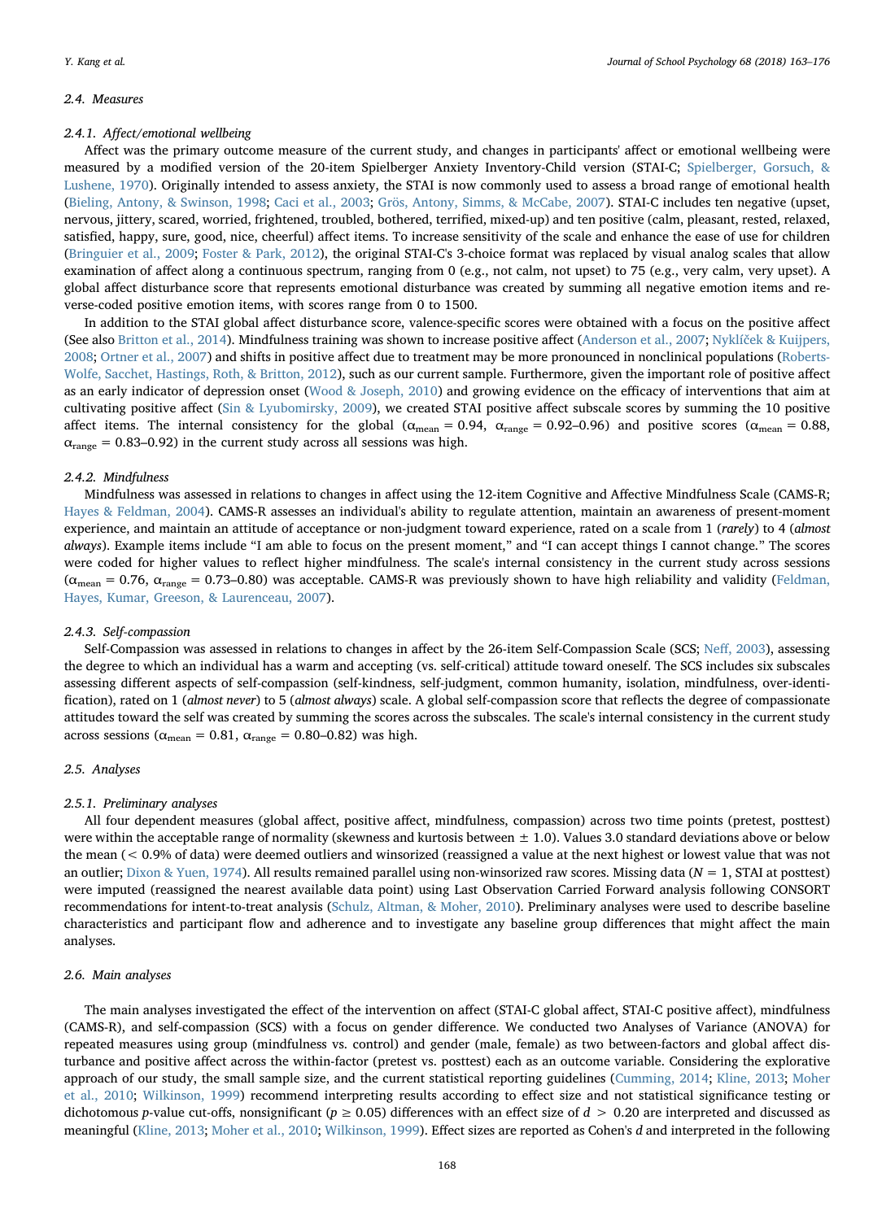### 2.4. Measures

#### 2.4.1. Affect/emotional wellbeing

Affect was the primary outcome measure of the current study, and changes in participants' affect or emotional wellbeing were measured by a modified version of the 20-item Spielberger Anxiety Inventory-Child version (STAI-C; Spielberger, Gorsuch, & Lushene, 1970). Originally intended to assess anxiety, the STAI is now commonly used to assess a broad range of emotional health (Bieling, Antony, & Swinson, 1998; Caci et al., 2003; Grös, Antony, Simms, & McCabe, 2007). STAI-C includes ten negative (upset, nervous, jittery, scared, worried, frightened, troubled, bothered, terrified, mixed-up) and ten positive (calm, pleasant, rested, relaxed, satisfied, happy, sure, good, nice, cheerful) affect items. To increase sensitivity of the scale and enhance the ease of use for children (Bringuier et al., 2009; Foster & Park, 2012), the original STAI-C's 3-choice format was replaced by visual analog scales that allow examination of affect along a continuous spectrum, ranging from 0 (e.g., not calm, not upset) to 75 (e.g., very calm, very upset). A global affect disturbance score that represents emotional disturbance was created by summing all negative emotion items and reverse-coded positive emotion items, with scores range from 0 to 1500.

In addition to the STAI global affect disturbance score, valence-specific scores were obtained with a focus on the positive affect (See also Britton et al., 2014). Mindfulness training was shown to increase positive affect (Anderson et al., 2007; Nyklíček & Kuijpers, 2008; Ortner et al., 2007) and shifts in positive affect due to treatment may be more pronounced in nonclinical populations (Roberts-Wolfe, Sacchet, Hastings, Roth, & Britton, 2012), such as our current sample. Furthermore, given the important role of positive affect as an early indicator of depression onset (Wood & Joseph, 2010) and growing evidence on the efficacy of interventions that aim at cultivating positive affect (Sin & Lyubomirsky, 2009), we created STAI positive affect subscale scores by summing the 10 positive affect items. The internal consistency for the global ($\alpha_{mean} = 0.94$, $\alpha_{range} = 0.92–0.96$) and positive scores ($\alpha_{mean} = 0.88$, $\alpha_{range} = 0.83–0.92$) in the current study across all sessions was high.

#### 2.4.2. Mindfulness

Mindfulness was assessed in relations to changes in affect using the 12-item Cognitive and Affective Mindfulness Scale (CAMS-R; Hayes & Feldman, 2004). CAMS-R assesses an individual's ability to regulate attention, maintain an awareness of present-moment experience, and maintain an attitude of acceptance or non-judgment toward experience, rated on a scale from 1 (*rarely*) to 4 (*almost always*). Example items include "I am able to focus on the present moment," and "I can accept things I cannot change." The scores were coded for higher values to reflect higher mindfulness. The scale's internal consistency in the current study across sessions ($\alpha_{mean} = 0.76$, $\alpha_{range} = 0.73–0.80$) was acceptable. CAMS-R was previously shown to have high reliability and validity (Feldman, Hayes, Kumar, Greeson, & Laurenceau, 2007).

#### 2.4.3. Self-compassion

Self-Compassion was assessed in relations to changes in affect by the 26-item Self-Compassion Scale (SCS; Neff, 2003), assessing the degree to which an individual has a warm and accepting (vs. self-critical) attitude toward oneself. The SCS includes six subscales assessing different aspects of self-compassion (self-kindness, self-judgment, common humanity, isolation, mindfulness, over-identification), rated on 1 (*almost never*) to 5 (*almost always*) scale. A global self-compassion score that reflects the degree of compassionate attitudes toward the self was created by summing the scores across the subscales. The scale's internal consistency in the current study across sessions ($\alpha_{mean} = 0.81$, $\alpha_{range} = 0.80–0.82$) was high.

### 2.5. Analyses

#### 2.5.1. Preliminary analyses

All four dependent measures (global affect, positive affect, mindfulness, compassion) across two time points (pretest, posttest) were within the acceptable range of normality (skewness and kurtosis between ± 1.0). Values 3.0 standard deviations above or below the mean (< 0.9% of data) were deemed outliers and winsorized (reassigned a value at the next highest or lowest value that was not an outlier; Dixon & Yuen, 1974). All results remained parallel using non-winsorized raw scores. Missing data ($N = 1$, STAI at posttest) were imputed (reassigned the nearest available data point) using Last Observation Carried Forward analysis following CONSORT recommendations for intent-to-treat analysis (Schulz, Altman, & Moher, 2010). Preliminary analyses were used to describe baseline characteristics and participant flow and adherence and to investigate any baseline group differences that might affect the main analyses.

### 2.6. Main analyses

The main analyses investigated the effect of the intervention on affect (STAI-C global affect, STAI-C positive affect), mindfulness (CAMS-R), and self-compassion (SCS) with a focus on gender difference. We conducted two Analyses of Variance (ANOVA) for repeated measures using group (mindfulness vs. control) and gender (male, female) as two between-factors and global affect disturbance and positive affect across the within-factor (pretest vs. posttest) each as an outcome variable. Considering the explorative approach of our study, the small sample size, and the current statistical reporting guidelines (Cumming, 2014; Kline, 2013; Moher et al., 2010; Wilkinson, 1999) recommend interpreting results according to effect size and not statistical significance testing or dichotomous *p*-value cut-offs, nonsignificant ($p \geq 0.05$) differences with an effect size of $d > 0.20$ are interpreted and discussed as meaningful (Kline, 2013; Moher et al., 2010; Wilkinson, 1999). Effect sizes are reported as Cohen's *d* and interpreted in the following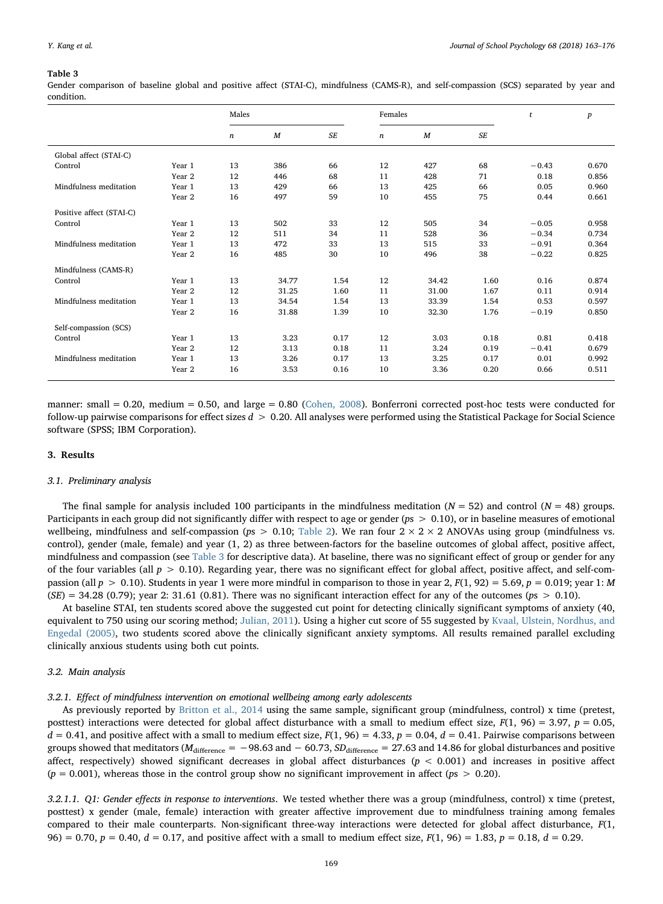**Table 3**

Gender comparison of baseline global and positive affect (STAI-C), mindfulness (CAMS-R), and self-compassion (SCS) separated by year and condition.

| | | Males | | | Females | | | $t$ | $p$ |
|---|---|---|---|---|---|---|---|---|---|
| | | $n$ | $M$ | $SE$ | $n$ | $M$ | $SE$ | | |
| Global affect (STAI-C) | | | | | | | | | |
| Control | Year 1 | 13 | 386 | 66 | 12 | 427 | 68 | −0.43 | 0.670 |
| | Year 2 | 12 | 446 | 68 | 11 | 428 | 71 | 0.18 | 0.856 |
| Mindfulness meditation | Year 1 | 13 | 429 | 66 | 13 | 425 | 66 | 0.05 | 0.960 |
| | Year 2 | 16 | 497 | 59 | 10 | 455 | 75 | 0.44 | 0.661 |
| Positive affect (STAI-C) | | | | | | | | | |
| Control | Year 1 | 13 | 502 | 33 | 12 | 505 | 34 | −0.05 | 0.958 |
| | Year 2 | 12 | 511 | 34 | 11 | 528 | 36 | −0.34 | 0.734 |
| Mindfulness meditation | Year 1 | 13 | 472 | 33 | 13 | 515 | 33 | −0.91 | 0.364 |
| | Year 2 | 16 | 485 | 30 | 10 | 496 | 38 | −0.22 | 0.825 |
| Mindfulness (CAMS-R) | | | | | | | | | |
| Control | Year 1 | 13 | 34.77 | 1.54 | 12 | 34.42 | 1.60 | 0.16 | 0.874 |
| | Year 2 | 12 | 31.25 | 1.60 | 11 | 31.00 | 1.67 | 0.11 | 0.914 |
| Mindfulness meditation | Year 1 | 13 | 34.54 | 1.54 | 13 | 33.39 | 1.54 | 0.53 | 0.597 |
| | Year 2 | 16 | 31.88 | 1.39 | 10 | 32.30 | 1.76 | −0.19 | 0.850 |
| Self-compassion (SCS) | | | | | | | | | |
| Control | Year 1 | 13 | 3.23 | 0.17 | 12 | 3.03 | 0.18 | 0.81 | 0.418 |
| | Year 2 | 12 | 3.13 | 0.18 | 11 | 3.24 | 0.19 | −0.41 | 0.679 |
| Mindfulness meditation | Year 1 | 13 | 3.26 | 0.17 | 13 | 3.25 | 0.17 | 0.01 | 0.992 |
| | Year 2 | 16 | 3.53 | 0.16 | 10 | 3.36 | 0.20 | 0.66 | 0.511 |

manner: small = 0.20, medium = 0.50, and large = 0.80 (Cohen, 2008). Bonferroni corrected post-hoc tests were conducted for follow-up pairwise comparisons for effect sizes $d > 0.20$. All analyses were performed using the Statistical Package for Social Science software (SPSS; IBM Corporation).

## 3. Results

### 3.1. Preliminary analysis

The final sample for analysis included 100 participants in the mindfulness meditation ($N = 52$) and control ($N = 48$) groups. Participants in each group did not significantly differ with respect to age or gender ($ps > 0.10$), or in baseline measures of emotional wellbeing, mindfulness and self-compassion ($ps > 0.10$; Table 2). We ran four 2 × 2 × 2 ANOVAs using group (mindfulness vs. control), gender (male, female) and year (1, 2) as three between-factors for the baseline outcomes of global affect, positive affect, mindfulness and compassion (see Table 3 for descriptive data). At baseline, there was no significant effect of group or gender for any of the four variables (all $p > 0.10$). Regarding year, there was no significant effect for global affect, positive affect, and self-compassion (all $p > 0.10$). Students in year 1 were more mindful in comparison to those in year 2, $F(1, 92) = 5.69$, $p = 0.019$; year 1: $M$ ($SE$) = 34.28 (0.79); year 2: 31.61 (0.81). There was no significant interaction effect for any of the outcomes ($ps > 0.10$).

At baseline STAI, ten students scored above the suggested cut point for detecting clinically significant symptoms of anxiety (40, equivalent to 750 using our scoring method; Julian, 2011). Using a higher cut score of 55 suggested by Kvaal, Ulstein, Nordhus, and Engedal (2005), two students scored above the clinically significant anxiety symptoms. All results remained parallel excluding clinically anxious students using both cut points.

### 3.2. Main analysis

#### 3.2.1. Effect of mindfulness intervention on emotional wellbeing among early adolescents

As previously reported by Britton et al., 2014 using the same sample, significant group (mindfulness, control) x time (pretest, posttest) interactions were detected for global affect disturbance with a small to medium effect size, $F(1, 96) = 3.97$, $p = 0.05$, $d = 0.41$, and positive affect with a small to medium effect size, $F(1, 96) = 4.33$, $p = 0.04$, $d = 0.41$. Pairwise comparisons between groups showed that meditators ($M_{\text{difference}} = -98.63$ and $-60.73$, $SD_{\text{difference}} = 27.63$ and 14.86 for global disturbances and positive affect, respectively) showed significant decreases in global affect disturbances ($p < 0.001$) and increases in positive affect ($p = 0.001$), whereas those in the control group show no significant improvement in affect ($ps > 0.20$).

*3.2.1.1. Q1: Gender effects in response to interventions*. We tested whether there was a group (mindfulness, control) x time (pretest, posttest) x gender (male, female) interaction with greater affective improvement due to mindfulness training among females compared to their male counterparts. Non-significant three-way interactions were detected for global affect disturbance, $F(1, 96) = 0.70$, $p = 0.40$, $d = 0.17$, and positive affect with a small to medium effect size, $F(1, 96) = 1.83$, $p = 0.18$, $d = 0.29$.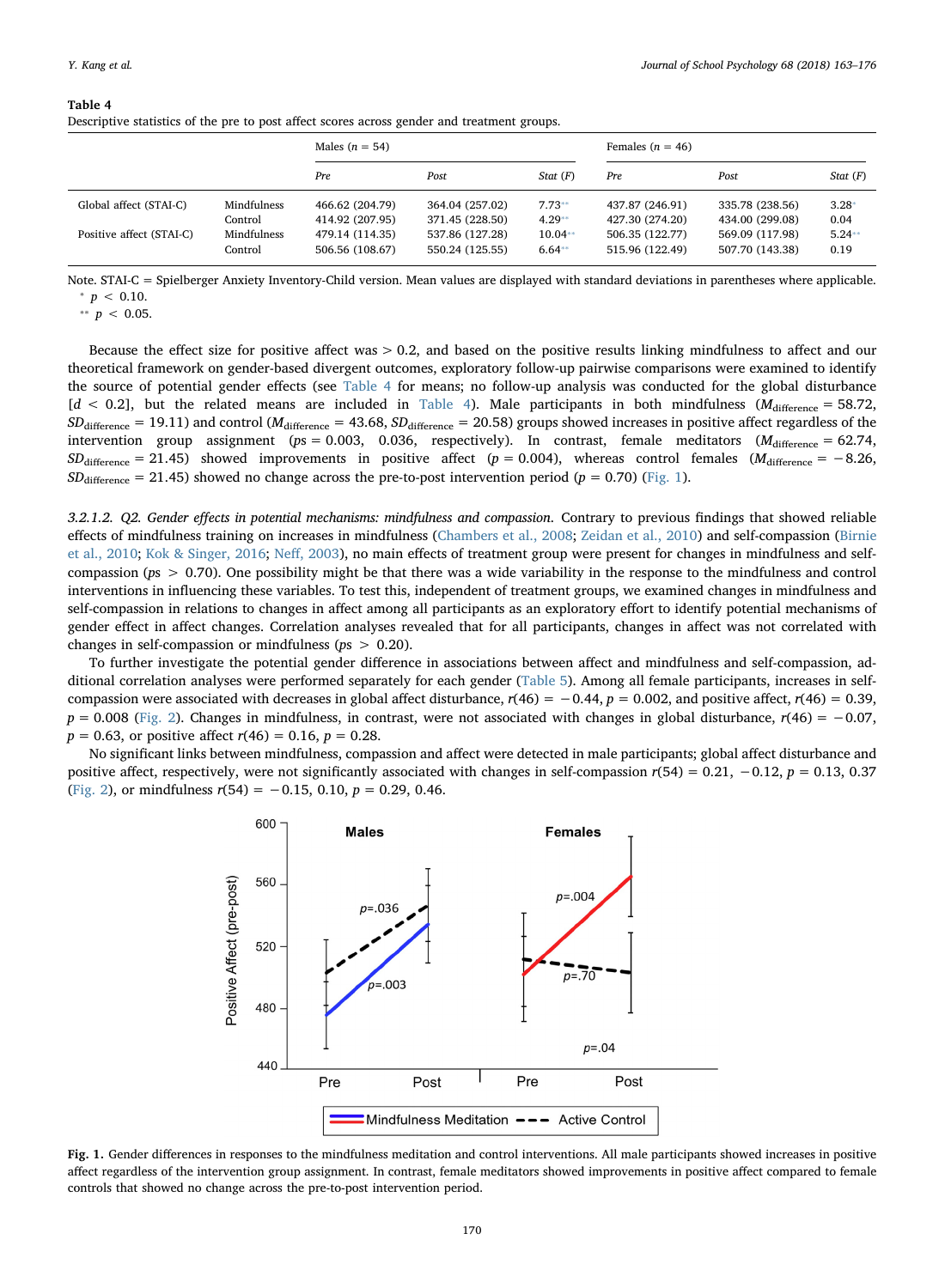**Table 4**
Descriptive statistics of the pre to post affect scores across gender and treatment groups.

| | | Males ($n$ = 54) | | | Females ($n$ = 46) | | |
|---|---|---|---|---|---|---|---|
| | | *Pre* | *Post* | *Stat (F)* | *Pre* | *Post* | *Stat (F)* |
| Global affect (STAI-C) | Mindfulness | 466.62 (204.79) | 364.04 (257.02) | 7.73** | 437.87 (246.91) | 335.78 (238.56) | 3.28* |
| | Control | 414.92 (207.95) | 371.45 (228.50) | 4.29** | 427.30 (274.20) | 434.00 (299.08) | 0.04 |
| Positive affect (STAI-C) | Mindfulness | 479.14 (114.35) | 537.86 (127.28) | 10.04** | 506.35 (122.77) | 569.09 (117.98) | 5.24** |
| | Control | 506.56 (108.67) | 550.24 (125.55) | 6.64** | 515.96 (122.49) | 507.70 (143.38) | 0.19 |

Note. STAI-C = Spielberger Anxiety Inventory-Child version. Mean values are displayed with standard deviations in parentheses where applicable.
* $p < 0.10$.
** $p < 0.05$.

Because the effect size for positive affect was > 0.2, and based on the positive results linking mindfulness to affect and our theoretical framework on gender-based divergent outcomes, exploratory follow-up pairwise comparisons were examined to identify the source of potential gender effects (see Table 4 for means; no follow-up analysis was conducted for the global disturbance [$d < 0.2$], but the related means are included in Table 4). Male participants in both mindfulness ($M_{\text{difference}} = 58.72$, $SD_{\text{difference}} = 19.11$) and control ($M_{\text{difference}} = 43.68$, $SD_{\text{difference}} = 20.58$) groups showed increases in positive affect regardless of the intervention group assignment ($ps = 0.003$, $0.036$, respectively). In contrast, female meditators ($M_{\text{difference}} = 62.74$, $SD_{\text{difference}} = 21.45$) showed improvements in positive affect ($p = 0.004$), whereas female control females ($M_{\text{difference}} = -8.26$, $SD_{\text{difference}} = 21.45$) showed no change across the pre-to-post intervention period ($p = 0.70$) (Fig. 1).

*3.2.1.2. Q2. Gender effects in potential mechanisms: mindfulness and compassion.* Contrary to previous findings that showed reliable effects of mindfulness training on increases in mindfulness (Chambers et al., 2008; Zeidan et al., 2010) and self-compassion (Birnie et al., 2010; Kok & Singer, 2016; Neff, 2003), no main effects of treatment group were present for changes in mindfulness and self-compassion ($ps > 0.70$). One possibility might be that there was a wide variability in the response to the mindfulness and control interventions in influencing these variables. To test this, independent of treatment groups, we examined changes in mindfulness and self-compassion in relations to changes in affect among all participants as an exploratory effort to identify potential mechanisms of gender effect in affect changes. Correlation analyses revealed that for all participants, changes in affect was not correlated with changes in self-compassion or mindfulness ($ps > 0.20$).

To further investigate the potential gender difference in associations between affect and mindfulness and self-compassion, additional correlation analyses were performed separately for each gender (Table 5). Among all female participants, increases in self-compassion were associated with decreases in global affect disturbance, $r(46) = -0.44$, $p = 0.002$, and positive affect, $r(46) = 0.39$, $p = 0.008$ (Fig. 2). Changes in mindfulness, in contrast, were not associated with changes in global disturbance, $r(46) = -0.07$, $p = 0.63$, or positive affect $r(46) = 0.16$, $p = 0.28$.

No significant links between mindfulness, compassion and affect were detected in male participants; global affect disturbance and positive affect, respectively, were not significantly associated with changes in self-compassion $r(54) = 0.21$, $-0.12$, $p = 0.13$, $0.37$ (Fig. 2), or mindfulness $r(54) = -0.15$, $0.10$, $p = 0.29$, $0.46$.

**Fig. 1.** Gender differences in responses to the mindfulness meditation and control interventions. All male participants showed increases in positive affect regardless of the intervention group assignment. In contrast, female meditators showed improvements in positive affect compared to female controls that showed no change across the pre-to-post intervention period.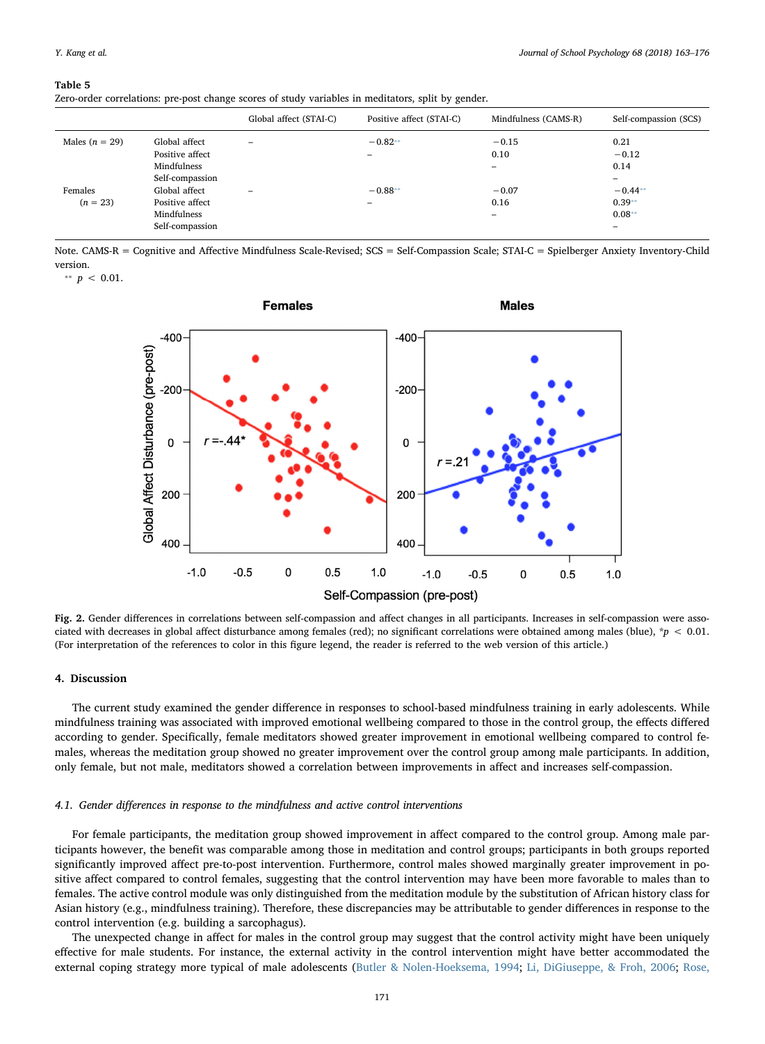**Table 5**

Zero-order correlations: pre-post change scores of study variables in meditators, split by gender.

| | | Global affect (STAI-C) | Positive affect (STAI-C) | Mindfulness (CAMS-R) | Self-compassion (SCS) |
|---|---|---|---|---|---|
| Males ($n$ = 29) | Global affect | – | −0.82** | −0.15 | 0.21 |
| | Positive affect | | – | 0.10 | −0.12 |
| | Mindfulness | | | – | 0.14 |
| | Self-compassion | | | | – |
| Females ($n$ = 23) | Global affect | – | −0.88** | −0.07 | −0.44** |
| | Positive affect | | – | 0.16 | 0.39** |
| | Mindfulness | | | – | 0.08** |
| | Self-compassion | | | | – |

Note. CAMS-R = Cognitive and Affective Mindfulness Scale-Revised; SCS = Self-Compassion Scale; STAI-C = Spielberger Anxiety Inventory-Child version.

** $p < 0.01$.

**Fig. 2.** Gender differences in correlations between self-compassion and affect changes in all participants. Increases in self-compassion were associated with decreases in global affect disturbance among females (red); no significant correlations were obtained among males (blue), *$p < 0.01$. (For interpretation of the references to color in this figure legend, the reader is referred to the web version of this article.)

## 4. Discussion

The current study examined the gender difference in responses to school-based mindfulness training in early adolescents. While mindfulness training was associated with improved emotional wellbeing compared to those in the control group, the effects differed according to gender. Specifically, female meditators showed greater improvement in emotional wellbeing compared to control females, whereas the meditation group showed no greater improvement over the control group among male participants. In addition, only female, but not male, meditators showed a correlation between improvements in affect and increases self-compassion.

### *4.1. Gender differences in response to the mindfulness and active control interventions*

For female participants, the meditation group showed improvement in affect compared to the control group. Among male participants however, the benefit was comparable among those in meditation and control groups; participants in both groups reported significantly improved affect pre-to-post intervention. Furthermore, control males showed marginally greater improvement in positive affect compared to control females, suggesting that the control intervention may have been more favorable to males than to females. The active control module was only distinguished from the meditation module by the substitution of African history class for Asian history (e.g., mindfulness training). Therefore, these discrepancies may be attributable to gender differences in response to the control intervention (e.g. building a sarcophagus).

The unexpected change in affect for males in the control group may suggest that the control activity might have been uniquely effective for male students. For instance, the external activity in the control intervention might have better accommodated the external coping strategy more typical of male adolescents (Butler & Nolen-Hoeksema, 1994; Li, DiGiuseppe, & Froh, 2006; Rose,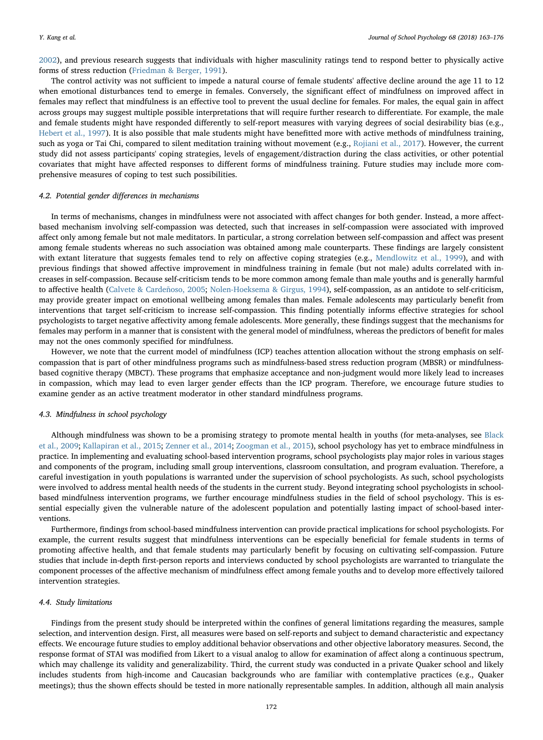2002), and previous research suggests that individuals with higher masculinity ratings tend to respond better to physically active forms of stress reduction (Friedman & Berger, 1991).

The control activity was not sufficient to impede a natural course of female students' affective decline around the age 11 to 12 when emotional disturbances tend to emerge in females. Conversely, the significant effect of mindfulness on improved affect in females may reflect that mindfulness is an effective tool to prevent the usual decline for females. For males, the equal gain in affect across groups may suggest multiple possible interpretations that will require further research to differentiate. For example, the male and female students might have responded differently to self-report measures with varying degrees of social desirability bias (e.g., Hebert et al., 1997). It is also possible that male students might have benefitted more with active methods of mindfulness training, such as yoga or Tai Chi, compared to silent meditation training without movement (e.g., Rojiani et al., 2017). However, the current study did not assess participants' coping strategies, levels of engagement/distraction during the class activities, or other potential covariates that might have affected responses to different forms of mindfulness training. Future studies may include more comprehensive measures of coping to test such possibilities.

### 4.2. Potential gender differences in mechanisms

In terms of mechanisms, changes in mindfulness were not associated with affect changes for both gender. Instead, a more affect-based mechanism involving self-compassion was detected, such that increases in self-compassion were associated with improved affect only among female but not male meditators. In particular, a strong correlation between self-compassion and affect was present among female students whereas no such association was obtained among male counterparts. These findings are largely consistent with extant literature that suggests females tend to rely on affective coping strategies (e.g., Mendlowitz et al., 1999), and with previous findings that showed affective improvement in mindfulness training in female (but not male) adults correlated with increases in self-compassion. Because self-criticism tends to be more common among female than male youths and is generally harmful to affective health (Calvete & Cardeñoso, 2005; Nolen-Hoeksema & Girgus, 1994), self-compassion, as an antidote to self-criticism, may provide greater impact on emotional wellbeing among females than males. Female adolescents may particularly benefit from interventions that target self-criticism to increase self-compassion. This finding potentially informs effective strategies for school psychologists to target negative affectivity among female adolescents. More generally, these findings suggest that the mechanisms for females may perform in a manner that is consistent with the general model of mindfulness, whereas the predictors of benefit for males may not the ones commonly specified for mindfulness.

However, we note that the current model of mindfulness (ICP) teaches attention allocation without the strong emphasis on self-compassion that is part of other mindfulness programs such as mindfulness-based stress reduction program (MBSR) or mindfulness-based cognitive therapy (MBCT). These programs that emphasize acceptance and non-judgment would more likely lead to increases in compassion, which may lead to even larger gender effects than the ICP program. Therefore, we encourage future studies to examine gender as an active treatment moderator in other standard mindfulness programs.

### 4.3. Mindfulness in school psychology

Although mindfulness was shown to be a promising strategy to promote mental health in youths (for meta-analyses, see Black et al., 2009; Kallapiran et al., 2015; Zenner et al., 2014; Zoogman et al., 2015), school psychology has yet to embrace mindfulness in practice. In implementing and evaluating school-based intervention programs, school psychologists play major roles in various stages and components of the program, including small group interventions, classroom consultation, and program evaluation. Therefore, a careful investigation in youth populations is warranted under the supervision of school psychologists. As such, school psychologists were involved to address mental health needs of the students in the current study. Beyond integrating school psychologists in school-based mindfulness intervention programs, we further encourage mindfulness studies in the field of school psychology. This is essential especially given the vulnerable nature of the adolescent population and potentially lasting impact of school-based interventions.

Furthermore, findings from school-based mindfulness intervention can provide practical implications for school psychologists. For example, the current results suggest that mindfulness interventions can be especially beneficial for female students in terms of promoting affective health, and that female students may particularly benefit by focusing on cultivating self-compassion. Future studies that include in-depth first-person reports and interviews conducted by school psychologists are warranted to triangulate the component processes of the affective mechanism of mindfulness effect among female youths and to develop more effectively tailored intervention strategies.

### 4.4. Study limitations

Findings from the present study should be interpreted within the confines of general limitations regarding the measures, sample selection, and intervention design. First, all measures were based on self-reports and subject to demand characteristic and expectancy effects. We encourage future studies to employ additional behavior observations and other objective laboratory measures. Second, the response format of STAI was modified from Likert to a visual analog to allow for examination of affect along a continuous spectrum, which may challenge its validity and generalizability. Third, the current study was conducted in a private Quaker school and likely includes students from high-income and Caucasian backgrounds who are familiar with contemplative practices (e.g., Quaker meetings); thus the shown effects should be tested in more nationally representable samples. In addition, although all main analysis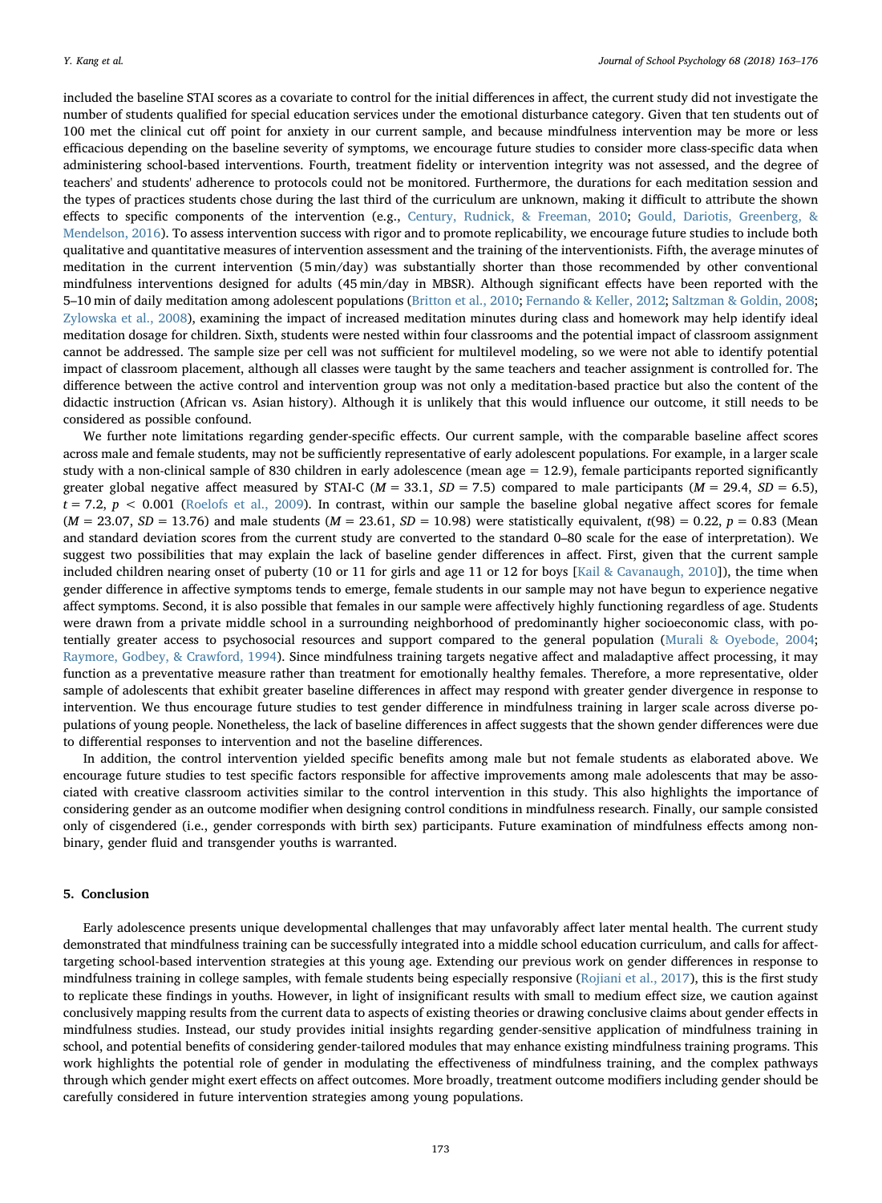included the baseline STAI scores as a covariate to control for the initial differences in affect, the current study did not investigate the number of students qualified for special education services under the emotional disturbance category. Given that ten students out of 100 met the clinical cut off point for anxiety in our current sample, and because mindfulness intervention may be more or less efficacious depending on the baseline severity of symptoms, we encourage future studies to consider more class-specific data when administering school-based interventions. Fourth, treatment fidelity or intervention integrity was not assessed, and the degree of teachers' and students' adherence to protocols could not be monitored. Furthermore, the durations for each meditation session and the types of practices students chose during the last third of the curriculum are unknown, making it difficult to attribute the shown effects to specific components of the intervention (e.g., Century, Rudnick, & Freeman, 2010; Gould, Dariotis, Greenberg, & Mendelson, 2016). To assess intervention success with rigor and to promote replicability, we encourage future studies to include both qualitative and quantitative measures of intervention assessment and the training of the interventionists. Fifth, the average minutes of meditation in the current intervention (5 min/day) was substantially shorter than those recommended by other conventional mindfulness interventions designed for adults (45 min/day in MBSR). Although significant effects have been reported with the 5–10 min of daily meditation among adolescent populations (Britton et al., 2010; Fernando & Keller, 2012; Saltzman & Goldin, 2008; Zylowska et al., 2008), examining the impact of increased meditation minutes during class and homework may help identify ideal meditation dosage for children. Sixth, students were nested within four classrooms and the potential impact of classroom assignment cannot be addressed. The sample size per cell was not sufficient for multilevel modeling, so we were not able to identify potential impact of classroom placement, although all classes were taught by the same teachers and teacher assignment is controlled for. The difference between the active control and intervention group was not only a meditation-based practice but also the content of the didactic instruction (African vs. Asian history). Although it is unlikely that this would influence our outcome, it still needs to be considered as possible confound.

We further note limitations regarding gender-specific effects. Our current sample, with the comparable baseline affect scores across male and female students, may not be sufficiently representative of early adolescent populations. For example, in a larger scale study with a non-clinical sample of 830 children in early adolescence (mean age = 12.9), female participants reported significantly greater global negative affect measured by STAI-C ($M = 33.1$, $SD = 7.5$) compared to male participants ($M = 29.4$, $SD = 6.5$), $t = 7.2$, $p < 0.001$ (Roelofs et al., 2009). In contrast, within our sample the baseline global negative affect scores for female ($M = 23.07$, $SD = 13.76$) and male students ($M = 23.61$, $SD = 10.98$) were statistically equivalent, $t(98) = 0.22$, $p = 0.83$ (Mean and standard deviation scores from the current study are converted to the standard 0–80 scale for the ease of interpretation). We suggest two possibilities that may explain the lack of baseline gender differences in affect. First, given that the current sample included children nearing onset of puberty (10 or 11 for girls and age 11 or 12 for boys [Kail & Cavanaugh, 2010]), the time when gender difference in affective symptoms tends to emerge, female students in our sample may not have begun to experience negative affect symptoms. Second, it is also possible that females in our sample were affectively highly functioning regardless of age. Students were drawn from a private middle school in a surrounding neighborhood of predominantly higher socioeconomic class, with potentially greater access to psychosocial resources and support compared to the general population (Murali & Oyebode, 2004; Raymore, Godbey, & Crawford, 1994). Since mindfulness training targets negative affect and maladaptive affect processing, it may function as a preventative measure rather than treatment for emotionally healthy females. Therefore, a more representative, older sample of adolescents that exhibit greater baseline differences in affect may respond with greater gender divergence in response to intervention. We thus encourage future studies to test gender difference in mindfulness training in larger scale across diverse populations of young people. Nonetheless, the lack of baseline differences in affect suggests that the shown gender differences were due to differential responses to intervention and not the baseline differences.

In addition, the control intervention yielded specific benefits among male but not female students as elaborated above. We encourage future studies to test specific factors responsible for affective improvements among male adolescents that may be associated with creative classroom activities similar to the control intervention in this study. This also highlights the importance of considering gender as an outcome modifier when designing control conditions in mindfulness research. Finally, our sample consisted only of cisgendered (i.e., gender corresponds with birth sex) participants. Future examination of mindfulness effects among non-binary, gender fluid and transgender youths is warranted.

## 5. Conclusion

Early adolescence presents unique developmental challenges that may unfavorably affect later mental health. The current study demonstrated that mindfulness training can be successfully integrated into a middle school education curriculum, and calls for affect-targeting school-based intervention strategies at this young age. Extending our previous work on gender differences in response to mindfulness training in college samples, with female students being especially responsive (Rojiani et al., 2017), this is the first study to replicate these findings in youths. However, in light of insignificant results with small to medium effect size, we caution against conclusively mapping results from the current data to aspects of existing theories or drawing conclusive claims about gender effects in mindfulness studies. Instead, our study provides initial insights regarding gender-sensitive application of mindfulness training in school, and potential benefits of considering gender-tailored modules that may enhance existing mindfulness training programs. This work highlights the potential role of gender in modulating the effectiveness of mindfulness training, and the complex pathways through which gender might exert effects on affect outcomes. More broadly, treatment outcome modifiers including gender should be carefully considered in future intervention strategies among young populations.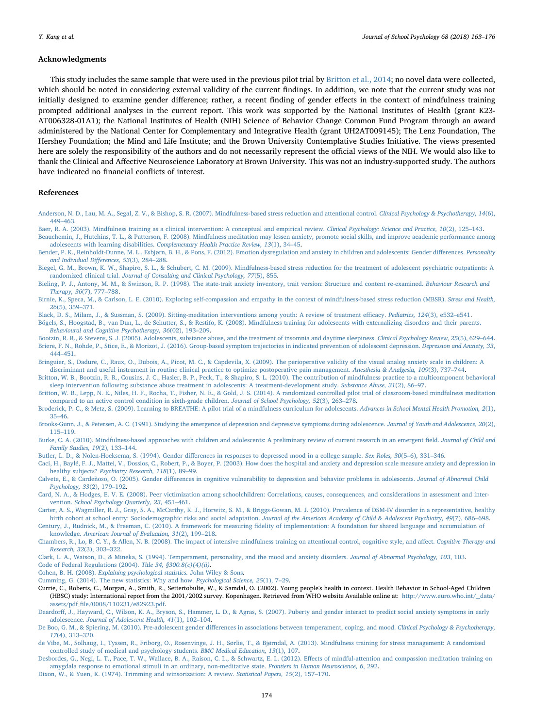## Acknowledgments

This study includes the same sample that were used in the previous pilot trial by Britton et al., 2014; no novel data were collected, which should be noted in considering external validity of the current findings. In addition, we note that the current study was not initially designed to examine gender difference; rather, a recent finding of gender effects in the context of mindfulness training prompted additional analyses in the current report. This work was supported by the National Institutes of Health (grant K23-AT006328-01A1); the National Institutes of Health (NIH) Science of Behavior Change Common Fund Program through an award administered by the National Center for Complementary and Integrative Health (grant UH2AT009145); The Lenz Foundation, The Hershey Foundation; the Mind and Life Institute; and the Brown University Contemplative Studies Initiative. The views presented here are solely the responsibility of the authors and do not necessarily represent the official views of the NIH. We would also like to thank the Clinical and Affective Neuroscience Laboratory at Brown University. This was not an industry-supported study. The authors have indicated no financial conflicts of interest.

## References

Anderson, N. D., Lau, M. A., Segal, Z. V., & Bishop, S. R. (2007). Mindfulness-based stress reduction and attentional control. *Clinical Psychology & Psychotherapy, 14*(6), 449–463.

Baer, R. A. (2003). Mindfulness training as a clinical intervention: A conceptual and empirical review. *Clinical Psychology: Science and Practice, 10*(2), 125–143.

Beauchemin, J., Hutchins, T. L., & Patterson, F. (2008). Mindfulness meditation may lessen anxiety, promote social skills, and improve academic performance among adolescents with learning disabilities. *Complementary Health Practice Review, 13*(1), 34–45.

Bender, P. K., Reinholdt-Dunne, M. L., Esbjørn, B. H., & Pons, F. (2012). Emotion dysregulation and anxiety in children and adolescents: Gender differences. *Personality and Individual Differences, 53*(3), 284–288.

Biegel, G. M., Brown, K. W., Shapiro, S. L., & Schubert, C. M. (2009). Mindfulness-based stress reduction for the treatment of adolescent psychiatric outpatients: A randomized clinical trial. *Journal of Consulting and Clinical Psychology, 77*(5), 855.

Bieling, P. J., Antony, M. M., & Swinson, R. P. (1998). The state-trait anxiety inventory, trait version: Structure and content re-examined. *Behaviour Research and Therapy, 36*(7), 777–788.

Birnie, K., Speca, M., & Carlson, L. E. (2010). Exploring self-compassion and empathy in the context of mindfulness-based stress reduction (MBSR). *Stress and Health, 26*(5), 359–371.

Black, D. S., Milam, J., & Sussman, S. (2009). Sitting-meditation interventions among youth: A review of treatment efficacy. *Pediatrics, 124*(3), e532–e541.

Bögels, S., Hoogstad, B., van Dun, L., de Schutter, S., & Restifo, K. (2008). Mindfulness training for adolescents with externalizing disorders and their parents. *Behavioural and Cognitive Psychotherapy, 36*(02), 193–209.

Bootzin, R. R., & Stevens, S. J. (2005). Adolescents, substance abuse, and the treatment of insomnia and daytime sleepiness. *Clinical Psychology Review, 25*(5), 629–644.

Briere, F. N., Rohde, P., Stice, E., & Morizot, J. (2016). Group-based symptom trajectories in indicated prevention of adolescent depression. *Depression and Anxiety, 33*, 444–451.

Bringuier, S., Dadure, C., Raux, O., Dubois, A., Picot, M. C., & Capdevila, X. (2009). The perioperative validity of the visual analog anxiety scale in children: A discriminant and useful instrument in routine clinical practice to optimize postoperative pain management. *Anesthesia & Analgesia, 109*(3), 737–744.

Britton, W. B., Bootzin, R. R., Cousins, J. C., Hasler, B. P., Peck, T., & Shapiro, S. L. (2010). The contribution of mindfulness practice to a multicomponent behavioral sleep intervention following substance abuse treatment in adolescents: A treatment-development study. *Substance Abuse, 31*(2), 86–97.

Britton, W. B., Lepp, N. E., Niles, H. F., Rocha, T., Fisher, N. E., & Gold, J. S. (2014). A randomized controlled pilot trial of classroom-based mindfulness meditation compared to an active control condition in sixth-grade children. *Journal of School Psychology, 52*(3), 263–278.

Broderick, P. C., & Metz, S. (2009). Learning to BREATHE: A pilot trial of a mindfulness curriculum for adolescents. *Advances in School Mental Health Promotion, 2*(1), 35–46.

Brooks-Gunn, J., & Petersen, A. C. (1991). Studying the emergence of depression and depressive symptoms during adolescence. *Journal of Youth and Adolescence, 20*(2), 115–119.

Burke, C. A. (2010). Mindfulness-based approaches with children and adolescents: A preliminary review of current research in an emergent field. *Journal of Child and Family Studies, 19*(2), 133–144.

Butler, L. D., & Nolen-Hoeksema, S. (1994). Gender differences in responses to depressed mood in a college sample. *Sex Roles, 30*(5–6), 331–346.

Caci, H., Baylé, F. J., Mattei, V., Dossios, C., Robert, P., & Boyer, P. (2003). How does the hospital and anxiety and depression scale measure anxiety and depression in healthy subjects? *Psychiatry Research, 118*(1), 89–99.

Calvete, E., & Cardeñoso, O. (2005). Gender differences in cognitive vulnerability to depression and behavior problems in adolescents. *Journal of Abnormal Child Psychology, 33*(2), 179–192.

Card, N. A., & Hodges, E. V. E. (2008). Peer victimization among schoolchildren: Correlations, causes, consequences, and considerations in assessment and intervention. *School Psychology Quarterly, 23*, 451–461.

Carter, A. S., Wagmiller, R. J., Gray, S. A., McCarthy, K. J., Horwitz, S. M., & Briggs-Gowan, M. J. (2010). Prevalence of DSM-IV disorder in a representative, healthy birth cohort at school entry: Sociodemographic risks and social adaptation. *Journal of the American Academy of Child & Adolescent Psychiatry, 49*(7), 686–698.

Century, J., Rudnick, M., & Freeman, C. (2010). A framework for measuring fidelity of implementation: A foundation for shared language and accumulation of knowledge. *American Journal of Evaluation, 31*(2), 199–218.

Chambers, R., Lo, B. C. Y., & Allen, N. B. (2008). The impact of intensive mindfulness training on attentional control, cognitive style, and affect. *Cognitive Therapy and Research, 32*(3), 303–322.

Clark, L. A., Watson, D., & Mineka, S. (1994). Temperament, personality, and the mood and anxiety disorders. *Journal of Abnormal Psychology, 103*, 103.

Code of Federal Regulations (2004). *Title 34, §300.8(c)(4)(ii)*.

Cohen, B. H. (2008). *Explaining psychological statistics*. John Wiley & Sons.

Cumming, G. (2014). The new statistics: Why and how. *Psychological Science, 25*(1), 7–29.

Currie, C., Roberts, C., Morgan, A., Smith, R., Settertobulte, W., & Samdal, O. (2002). Young people's health in context. Health Behavior in School-Aged Children (HBSC) study: International report from the 2001/2002 survey. Kopenhagen. Retrieved from WHO website Available online at: http://www.euro.who.int/__data/assets/pdf_file/0008/110231/e82923.pdf.

Deardorff, J., Hayward, C., Wilson, K. A., Bryson, S., Hammer, L. D., & Agras, S. (2007). Puberty and gender interact to predict social anxiety symptoms in early adolescence. *Journal of Adolescent Health, 41*(1), 102–104.

De Boo, G. M., & Spiering, M. (2010). Pre-adolescent gender differences in associations between temperament, coping, and mood. *Clinical Psychology & Psychotherapy, 17*(4), 313–320.

de Vibe, M., Solhaug, I., Tyssen, R., Friborg, O., Rosenvinge, J. H., Sørlie, T., & Bjørndal, A. (2013). Mindfulness training for stress management: A randomised controlled study of medical and psychology students. *BMC Medical Education, 13*(1), 107.

Desbordes, G., Negi, L. T., Pace, T. W., Wallace, B. A., Raison, C. L., & Schwartz, E. L. (2012). Effects of mindful-attention and compassion meditation training on amygdala response to emotional stimuli in an ordinary, non-meditative state. *Frontiers in Human Neuroscience, 6*, 292.

Dixon, W., & Yuen, K. (1974). Trimming and winsorization: A review. *Statistical Papers, 15*(2), 157–170.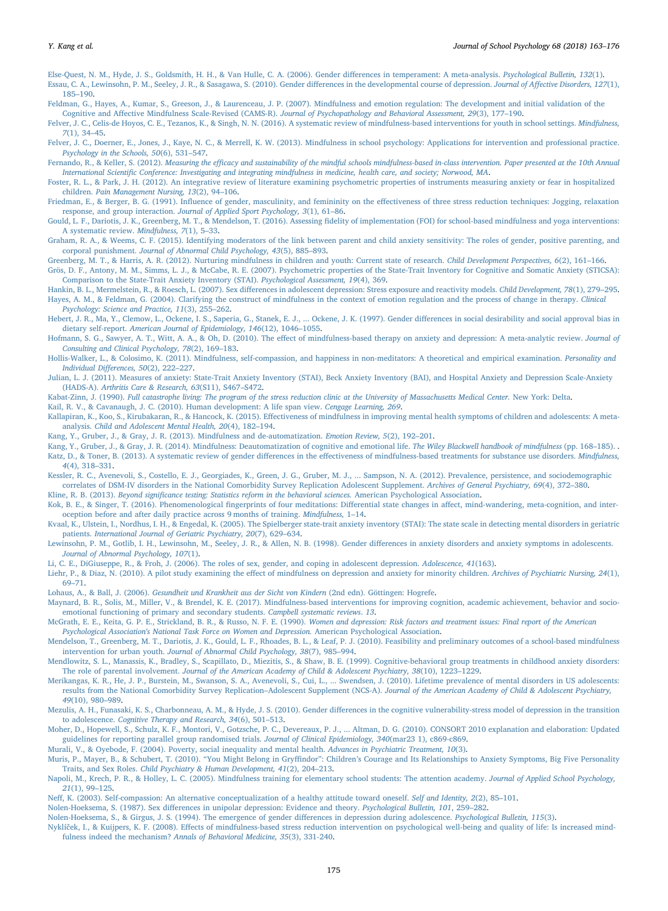Else-Quest, N. M., Hyde, J. S., Goldsmith, H. H., & Van Hulle, C. A. (2006). Gender differences in temperament: A meta-analysis. *Psychological Bulletin, 132*(1).

Essau, C. A., Lewinsohn, P. M., Seeley, J. R., & Sasagawa, S. (2010). Gender differences in the developmental course of depression. *Journal of Affective Disorders, 127*(1), 185–190.

Feldman, G., Hayes, A., Kumar, S., Greeson, J., & Laurenceau, J. P. (2007). Mindfulness and emotion regulation: The development and initial validation of the Cognitive and Affective Mindfulness Scale-Revised (CAMS-R). *Journal of Psychopathology and Behavioral Assessment, 29*(3), 177–190.

Felver, J. C., Celis-de Hoyos, C. E., Tezanos, K., & Singh, N. N. (2016). A systematic review of mindfulness-based interventions for youth in school settings. *Mindfulness, 7*(1), 34–45.

Felver, J. C., Doerner, E., Jones, J., Kaye, N. C., & Merrell, K. W. (2013). Mindfulness in school psychology: Applications for intervention and professional practice. *Psychology in the Schools, 50*(6), 531–547.

Fernando, R., & Keller, S. (2012). *Measuring the efficacy and sustainability of the mindful schools mindfulness-based in-class intervention. Paper presented at the 10th Annual International Scientific Conference: Investigating and integrating mindfulness in medicine, health care, and society; Norwood, MA*.

Foster, R. L., & Park, J. H. (2012). An integrative review of literature examining psychometric properties of instruments measuring anxiety or fear in hospitalized children. *Pain Management Nursing, 13*(2), 94–106.

Friedman, E., & Berger, B. G. (1991). Influence of gender, masculinity, and femininity on the effectiveness of three stress reduction techniques: Jogging, relaxation response, and group interaction. *Journal of Applied Sport Psychology, 3*(1), 61–86.

Gould, L. F., Dariotis, J. K., Greenberg, M. T., & Mendelson, T. (2016). Assessing fidelity of implementation (FOI) for school-based mindfulness and yoga interventions: A systematic review. *Mindfulness, 7*(1), 5–33.

Graham, R. A., & Weems, C. F. (2015). Identifying moderators of the link between parent and child anxiety sensitivity: The roles of gender, positive parenting, and corporal punishment. *Journal of Abnormal Child Psychology, 43*(5), 885–893.

Greenberg, M. T., & Harris, A. R. (2012). Nurturing mindfulness in children and youth: Current state of research. *Child Development Perspectives, 6*(2), 161–166.

Grös, D. F., Antony, M. M., Simms, L. J., & McCabe, R. E. (2007). Psychometric properties of the State-Trait Inventory for Cognitive and Somatic Anxiety (STICSA): Comparison to the State-Trait Anxiety Inventory (STAI). *Psychological Assessment, 19*(4), 369.

Hankin, B. L., Mermelstein, R., & Roesch, L. (2007). Sex differences in adolescent depression: Stress exposure and reactivity models. *Child Development, 78*(1), 279–295.

Hayes, A. M., & Feldman, G. (2004). Clarifying the construct of mindfulness in the context of emotion regulation and the process of change in therapy. *Clinical Psychology: Science and Practice, 11*(3), 255–262.

Hebert, J. R., Ma, Y., Clemow, L., Ockene, I. S., Saperia, G., Stanek, E. J., ... Ockene, J. K. (1997). Gender differences in social desirability and social approval bias in dietary self-report. *American Journal of Epidemiology, 146*(12), 1046–1055.

Hofmann, S. G., Sawyer, A. T., Witt, A. A., & Oh, D. (2010). The effect of mindfulness-based therapy on anxiety and depression: A meta-analytic review. *Journal of Consulting and Clinical Psychology, 78*(2), 169–183.

Hollis-Walker, L., & Colosimo, K. (2011). Mindfulness, self-compassion, and happiness in non-meditators: A theoretical and empirical examination. *Personality and Individual Differences, 50*(2), 222–227.

Julian, L. J. (2011). Measures of anxiety: State-Trait Anxiety Inventory (STAI), Beck Anxiety Inventory (BAI), and Hospital Anxiety and Depression Scale-Anxiety (HADS-A). *Arthritis Care & Research, 63*(S11), S467–S472.

Kabat-Zinn, J. (1990). *Full catastrophe living: The program of the stress reduction clinic at the University of Massachusetts Medical Center.* New York: Delta.

Kail, R. V., & Cavanaugh, J. C. (2010). Human development: A life span view. *Cengage Learning, 269*.

Kallapiran, K., Koo, S., Kirubakaran, R., & Hancock, K. (2015). Effectiveness of mindfulness in improving mental health symptoms of children and adolescents: A meta-analysis. *Child and Adolescent Mental Health, 20*(4), 182–194.

Kang, Y., Gruber, J., & Gray, J. R. (2013). Mindfulness and de-automatization. *Emotion Review, 5*(2), 192–201.

Kang, Y., Gruber, J., & Gray, J. R. (2014). Mindfulness: Deautomatization of cognitive and emotional life. *The Wiley Blackwell handbook of mindfulness* (pp. 168–185). .

Katz, D., & Toner, B. (2013). A systematic review of gender differences in the effectiveness of mindfulness-based treatments for substance use disorders. *Mindfulness, 4*(4), 318–331.

Kessler, R. C., Avenevoli, S., Costello, E. J., Georgiades, K., Green, J. G., Gruber, M. J., ... Sampson, N. A. (2012). Prevalence, persistence, and sociodemographic correlates of DSM-IV disorders in the National Comorbidity Survey Replication Adolescent Supplement. *Archives of General Psychiatry, 69*(4), 372–380.

Kline, R. B. (2013). *Beyond significance testing: Statistics reform in the behavioral sciences.* American Psychological Association.

Kok, B. E., & Singer, T. (2016). Phenomenological fingerprints of four meditations: Differential state changes in affect, mind-wandering, meta-cognition, and interoception before and after daily practice across 9 months of training. *Mindfulness,* 1–14.

Kvaal, K., Ulstein, I., Nordhus, I. H., & Engedal, K. (2005). The Spielberger state-trait anxiety inventory (STAI): The state scale in detecting mental disorders in geriatric patients. *International Journal of Geriatric Psychiatry, 20*(7), 629–634.

Lewinsohn, P. M., Gotlib, I. H., Lewinsohn, M., Seeley, J. R., & Allen, N. B. (1998). Gender differences in anxiety disorders and anxiety symptoms in adolescents. *Journal of Abnormal Psychology, 107*(1).

Li, C. E., DiGiuseppe, R., & Froh, J. (2006). The roles of sex, gender, and coping in adolescent depression. *Adolescence, 41*(163).

Liehr, P., & Diaz, N. (2010). A pilot study examining the effect of mindfulness on depression and anxiety for minority children. *Archives of Psychiatric Nursing, 24*(1), 69–71.

Lohaus, A., & Ball, J. (2006). *Gesundheit und Krankheit aus der Sicht von Kindern* (2nd edn). Göttingen: Hogrefe.

Maynard, B. R., Solis, M., Miller, V., & Brendel, K. E. (2017). Mindfulness-based interventions for improving cognition, academic achievement, behavior and socio-emotional functioning of primary and secondary students. *Campbell systematic reviews*. *13*.

McGrath, E. E., Keita, G. P. E., Strickland, B. R., & Russo, N. F. E. (1990). *Women and depression: Risk factors and treatment issues: Final report of the American Psychological Association's National Task Force on Women and Depression.* American Psychological Association.

Mendelson, T., Greenberg, M. T., Dariotis, J. K., Gould, L. F., Rhoades, B. L., & Leaf, P. J. (2010). Feasibility and preliminary outcomes of a school-based mindfulness intervention for urban youth. *Journal of Abnormal Child Psychology, 38*(7), 985–994.

Mendlowitz, S. L., Manassis, K., Bradley, S., Scapillato, D., Miezitis, S., & Shaw, B. E. (1999). Cognitive-behavioral group treatments in childhood anxiety disorders: The role of parental involvement. *Journal of the American Academy of Child & Adolescent Psychiatry, 38*(10), 1223–1229.

Merikangas, K. R., He, J. P., Burstein, M., Swanson, S. A., Avenevoli, S., Cui, L., ... Swendsen, J. (2010). Lifetime prevalence of mental disorders in US adolescents: results from the National Comorbidity Survey Replication–Adolescent Supplement (NCS-A). *Journal of the American Academy of Child & Adolescent Psychiatry, 49*(10), 980–989.

Mezulis, A. H., Funasaki, K. S., Charbonneau, A. M., & Hyde, J. S. (2010). Gender differences in the cognitive vulnerability-stress model of depression in the transition to adolescence. *Cognitive Therapy and Research, 34*(6), 501–513.

Moher, D., Hopewell, S., Schulz, K. F., Montori, V., Gotzsche, P. C., Devereaux, P. J., ... Altman, D. G. (2010). CONSORT 2010 explanation and elaboration: Updated guidelines for reporting parallel group randomised trials. *Journal of Clinical Epidemiology, 340*(mar23 1), c869-c869.

Murali, V., & Oyebode, F. (2004). Poverty, social inequality and mental health. *Advances in Psychiatric Treatment, 10*(3).

Muris, P., Mayer, B., & Schubert, T. (2010). "You Might Belong in Gryffindor": Children's Courage and Its Relationships to Anxiety Symptoms, Big Five Personality Traits, and Sex Roles. *Child Psychiatry & Human Development, 41*(2), 204–213.

Napoli, M., Krech, P. R., & Holley, L. C. (2005). Mindfulness training for elementary school students: The attention academy. *Journal of Applied School Psychology, 21*(1), 99–125.

Neff, K. (2003). Self-compassion: An alternative conceptualization of a healthy attitude toward oneself. *Self and Identity, 2*(2), 85–101.

Nolen-Hoeksema, S. (1987). Sex differences in unipolar depression: Evidence and theory. *Psychological Bulletin, 101*, 259–282.

Nolen-Hoeksema, S., & Girgus, J. S. (1994). The emergence of gender differences in depression during adolescence. *Psychological Bulletin, 115*(3).

Nyklíček, I., & Kuijpers, K. F. (2008). Effects of mindfulness-based stress reduction intervention on psychological well-being and quality of life: Is increased mindfulness indeed the mechanism? *Annals of Behavioral Medicine, 35*(3), 331-240.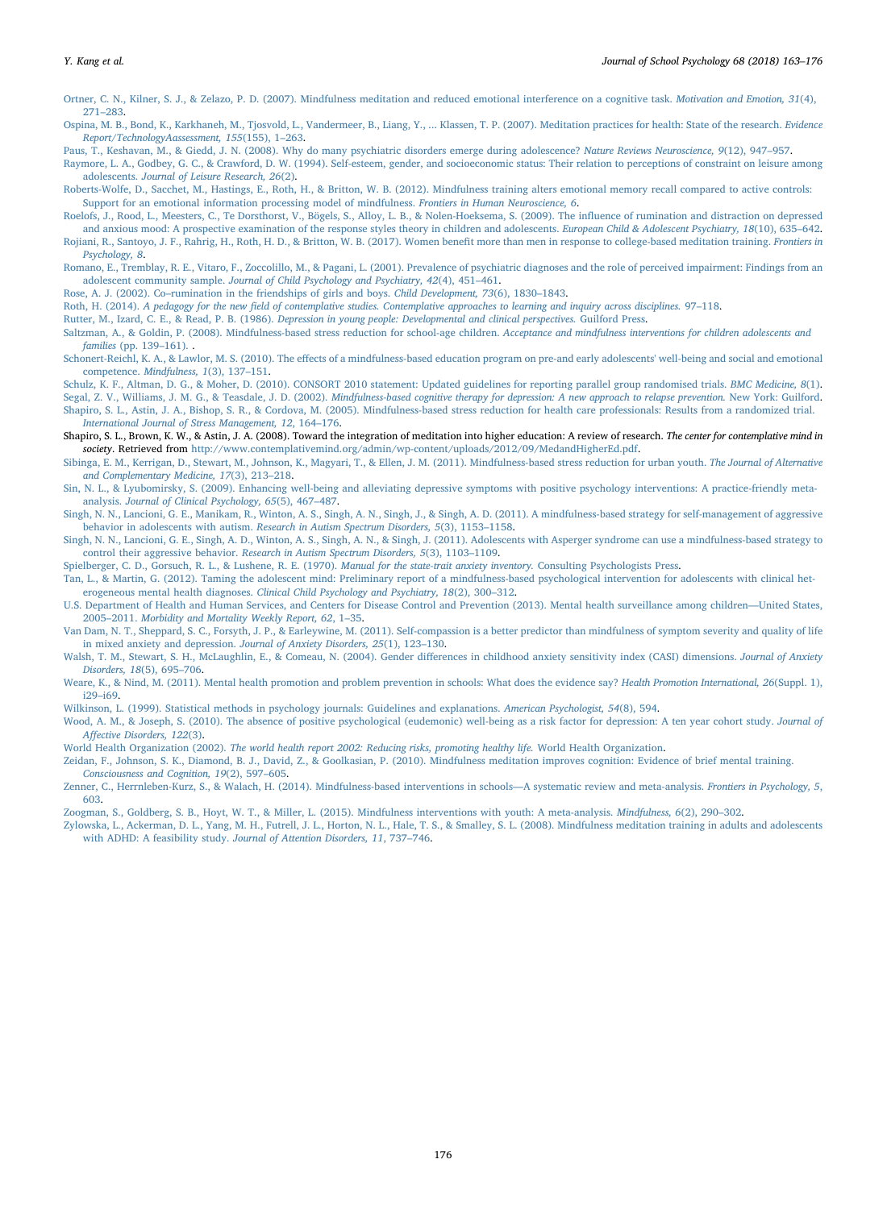Ortner, C. N., Kilner, S. J., & Zelazo, P. D. (2007). Mindfulness meditation and reduced emotional interference on a cognitive task. *Motivation and Emotion, 31*(4), 271–283.

Ospina, M. B., Bond, K., Karkhaneh, M., Tjosvold, L., Vandermeer, B., Liang, Y., ... Klassen, T. P. (2007). Meditation practices for health: State of the research. *Evidence Report/TechnologyAassessment, 155*(155), 1–263.

Paus, T., Keshavan, M., & Giedd, J. N. (2008). Why do many psychiatric disorders emerge during adolescence? *Nature Reviews Neuroscience, 9*(12), 947–957.

Raymore, L. A., Godbey, G. C., & Crawford, D. W. (1994). Self-esteem, gender, and socioeconomic status: Their relation to perceptions of constraint on leisure among adolescents. *Journal of Leisure Research, 26*(2).

Roberts-Wolfe, D., Sacchet, M., Hastings, E., Roth, H., & Britton, W. B. (2012). Mindfulness training alters emotional memory recall compared to active controls: Support for an emotional information processing model of mindfulness. *Frontiers in Human Neuroscience, 6*.

Roelofs, J., Rood, L., Meesters, C., Te Dorsthorst, V., Bögels, S., Alloy, L. B., & Nolen-Hoeksema, S. (2009). The influence of rumination and distraction on depressed and anxious mood: A prospective examination of the response styles theory in children and adolescents. *European Child & Adolescent Psychiatry, 18*(10), 635–642.

Rojiani, R., Santoyo, J. F., Rahrig, H., Roth, H. D., & Britton, W. B. (2017). Women benefit more than men in response to college-based meditation training. *Frontiers in Psychology, 8*.

Romano, E., Tremblay, R. E., Vitaro, F., Zoccolillo, M., & Pagani, L. (2001). Prevalence of psychiatric diagnoses and the role of perceived impairment: Findings from an adolescent community sample. *Journal of Child Psychology and Psychiatry, 42*(4), 451–461.

Rose, A. J. (2002). Co–rumination in the friendships of girls and boys. *Child Development, 73*(6), 1830–1843.

Roth, H. (2014). *A pedagogy for the new field of contemplative studies. Contemplative approaches to learning and inquiry across disciplines.* 97–118.

Rutter, M., Izard, C. E., & Read, P. B. (1986). *Depression in young people: Developmental and clinical perspectives.* Guilford Press.

Saltzman, A., & Goldin, P. (2008). Mindfulness-based stress reduction for school-age children. *Acceptance and mindfulness interventions for children adolescents and families* (pp. 139–161). .

Schonert-Reichl, K. A., & Lawlor, M. S. (2010). The effects of a mindfulness-based education program on pre-and early adolescents' well-being and social and emotional competence. *Mindfulness, 1*(3), 137–151.

Schulz, K. F., Altman, D. G., & Moher, D. (2010). CONSORT 2010 statement: Updated guidelines for reporting parallel group randomised trials. *BMC Medicine, 8*(1).

Segal, Z. V., Williams, J. M. G., & Teasdale, J. D. (2002). *Mindfulness-based cognitive therapy for depression: A new approach to relapse prevention.* New York: Guilford.

Shapiro, S. L., Astin, J. A., Bishop, S. R., & Cordova, M. (2005). Mindfulness-based stress reduction for health care professionals: Results from a randomized trial. *International Journal of Stress Management, 12*, 164–176.

Shapiro, S. L., Brown, K. W., & Astin, J. A. (2008). Toward the integration of meditation into higher education: A review of research. *The center for contemplative mind in society*. Retrieved from http://www.contemplativemind.org/admin/wp-content/uploads/2012/09/MedandHigherEd.pdf.

Sibinga, E. M., Kerrigan, D., Stewart, M., Johnson, K., Magyari, T., & Ellen, J. M. (2011). Mindfulness-based stress reduction for urban youth. *The Journal of Alternative and Complementary Medicine, 17*(3), 213–218.

Sin, N. L., & Lyubomirsky, S. (2009). Enhancing well-being and alleviating depressive symptoms with positive psychology interventions: A practice-friendly meta-analysis. *Journal of Clinical Psychology, 65*(5), 467–487.

Singh, N. N., Lancioni, G. E., Manikam, R., Winton, A. S., Singh, A. N., Singh, J., & Singh, A. D. (2011). A mindfulness-based strategy for self-management of aggressive behavior in adolescents with autism. *Research in Autism Spectrum Disorders, 5*(3), 1153–1158.

Singh, N. N., Lancioni, G. E., Singh, A. D., Winton, A. S., Singh, A. N., & Singh, J. (2011). Adolescents with Asperger syndrome can use a mindfulness-based strategy to control their aggressive behavior. *Research in Autism Spectrum Disorders, 5*(3), 1103–1109.

Spielberger, C. D., Gorsuch, R. L., & Lushene, R. E. (1970). *Manual for the state-trait anxiety inventory.* Consulting Psychologists Press.

Tan, L., & Martin, G. (2012). Taming the adolescent mind: Preliminary report of a mindfulness-based psychological intervention for adolescents with clinical heterogeneous mental health diagnoses. *Clinical Child Psychology and Psychiatry, 18*(2), 300–312.

U.S. Department of Health and Human Services, and Centers for Disease Control and Prevention (2013). Mental health surveillance among children—United States, 2005–2011. *Morbidity and Mortality Weekly Report, 62*, 1–35.

Van Dam, N. T., Sheppard, S. C., Forsyth, J. P., & Earleywine, M. (2011). Self-compassion is a better predictor than mindfulness of symptom severity and quality of life in mixed anxiety and depression. *Journal of Anxiety Disorders, 25*(1), 123–130.

Walsh, T. M., Stewart, S. H., McLaughlin, E., & Comeau, N. (2004). Gender differences in childhood anxiety sensitivity index (CASI) dimensions. *Journal of Anxiety Disorders, 18*(5), 695–706.

Weare, K., & Nind, M. (2011). Mental health promotion and problem prevention in schools: What does the evidence say? *Health Promotion International, 26*(Suppl. 1), i29–i69.

Wilkinson, L. (1999). Statistical methods in psychology journals: Guidelines and explanations. *American Psychologist, 54*(8), 594.

Wood, A. M., & Joseph, S. (2010). The absence of positive psychological (eudemonic) well-being as a risk factor for depression: A ten year cohort study. *Journal of Affective Disorders, 122*(3).

World Health Organization (2002). *The world health report 2002: Reducing risks, promoting healthy life.* World Health Organization.

Zeidan, F., Johnson, S. K., Diamond, B. J., David, Z., & Goolkasian, P. (2010). Mindfulness meditation improves cognition: Evidence of brief mental training. *Consciousness and Cognition, 19*(2), 597–605.

Zenner, C., Herrnleben-Kurz, S., & Walach, H. (2014). Mindfulness-based interventions in schools—A systematic review and meta-analysis. *Frontiers in Psychology, 5*, 603.

Zoogman, S., Goldberg, S. B., Hoyt, W. T., & Miller, L. (2015). Mindfulness interventions with youth: A meta-analysis. *Mindfulness, 6*(2), 290–302.

Zylowska, L., Ackerman, D. L., Yang, M. H., Futrell, J. L., Horton, N. L., Hale, T. S., & Smalley, S. L. (2008). Mindfulness meditation training in adults and adolescents with ADHD: A feasibility study. *Journal of Attention Disorders, 11*, 737–746.